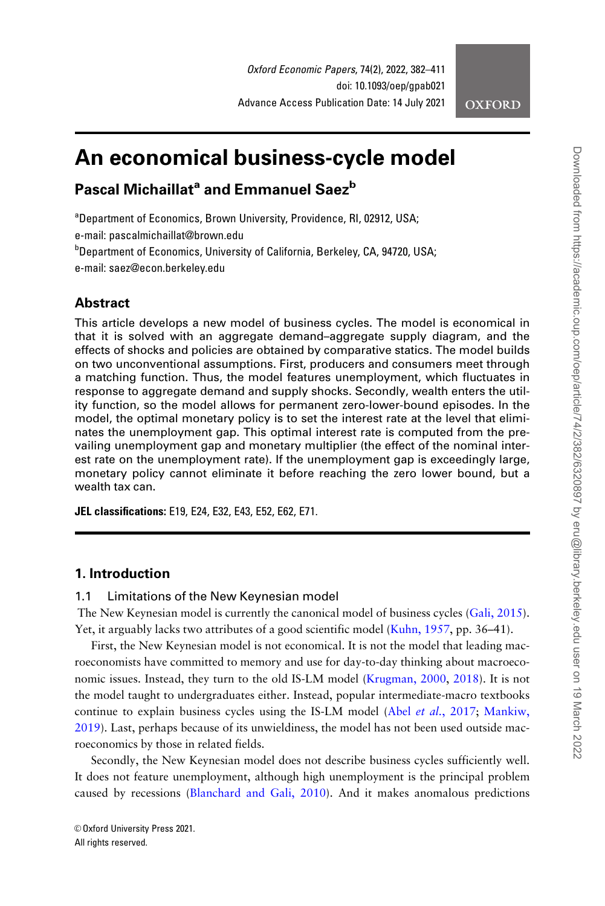# An economical business-cycle model

## Pascal Michaillat[a] and Emmanuel Saez[b]

[a]Department of Economics, Brown University, Providence, RI, 02912, USA;
e-mail: pascalmichaillat@brown.edu
[b]Department of Economics, University of California, Berkeley, CA, 94720, USA;
e-mail: saez@econ.berkeley.edu

### Abstract

This article develops a new model of business cycles. The model is economical in that it is solved with an aggregate demand–aggregate supply diagram, and the effects of shocks and policies are obtained by comparative statics. The model builds on two unconventional assumptions. First, producers and consumers meet through a matching function. Thus, the model features unemployment, which fluctuates in response to aggregate demand and supply shocks. Secondly, wealth enters the utility function, so the model allows for permanent zero-lower-bound episodes. In the model, the optimal monetary policy is to set the interest rate at the level that eliminates the unemployment gap. This optimal interest rate is computed from the prevailing unemployment gap and monetary multiplier (the effect of the nominal interest rate on the unemployment rate). If the unemployment gap is exceedingly large, monetary policy cannot eliminate it before reaching the zero lower bound, but a wealth tax can.

**JEL classifications:** E19, E24, E32, E43, E52, E62, E71.

## 1. Introduction

### 1.1 Limitations of the New Keynesian model

The New Keynesian model is currently the canonical model of business cycles (Gali, 2015). Yet, it arguably lacks two attributes of a good scientific model (Kuhn, 1957, pp. 36–41).

First, the New Keynesian model is not economical. It is not the model that leading macroeconomists have committed to memory and use for day-to-day thinking about macroeconomic issues. Instead, they turn to the old IS-LM model (Krugman, 2000, 2018). It is not the model taught to undergraduates either. Instead, popular intermediate-macro textbooks continue to explain business cycles using the IS-LM model (Abel *et al.*, 2017; Mankiw, 2019). Last, perhaps because of its unwieldiness, the model has not been used outside macroeconomics by those in related fields.

Secondly, the New Keynesian model does not describe business cycles sufficiently well. It does not feature unemployment, although high unemployment is the principal problem caused by recessions (Blanchard and Gali, 2010). And it makes anomalous predictions

© Oxford University Press 2021.
All rights reserved.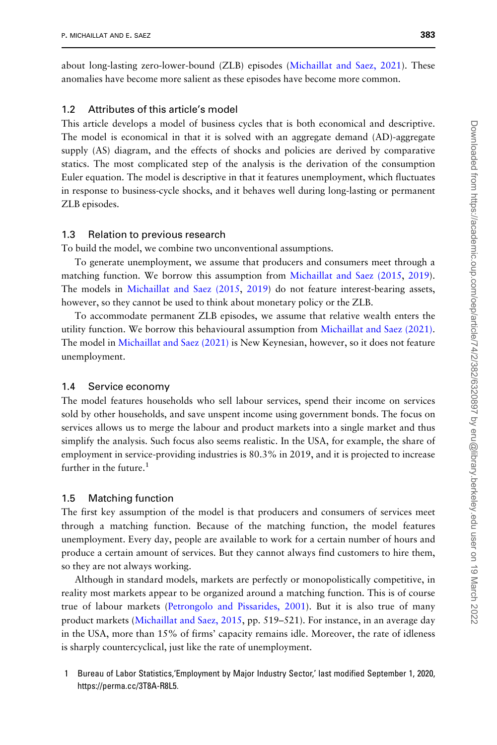about long-lasting zero-lower-bound (ZLB) episodes (Michaillat and Saez, 2021). These anomalies have become more salient as these episodes have become more common.

### 1.2 Attributes of this article's model

This article develops a model of business cycles that is both economical and descriptive. The model is economical in that it is solved with an aggregate demand (AD)-aggregate supply (AS) diagram, and the effects of shocks and policies are derived by comparative statics. The most complicated step of the analysis is the derivation of the consumption Euler equation. The model is descriptive in that it features unemployment, which fluctuates in response to business-cycle shocks, and it behaves well during long-lasting or permanent ZLB episodes.

### 1.3 Relation to previous research

To build the model, we combine two unconventional assumptions.

To generate unemployment, we assume that producers and consumers meet through a matching function. We borrow this assumption from Michaillat and Saez (2015, 2019). The models in Michaillat and Saez (2015, 2019) do not feature interest-bearing assets, however, so they cannot be used to think about monetary policy or the ZLB.

To accommodate permanent ZLB episodes, we assume that relative wealth enters the utility function. We borrow this behavioural assumption from Michaillat and Saez (2021). The model in Michaillat and Saez (2021) is New Keynesian, however, so it does not feature unemployment.

### 1.4 Service economy

The model features households who sell labour services, spend their income on services sold by other households, and save unspent income using government bonds. The focus on services allows us to merge the labour and product markets into a single market and thus simplify the analysis. Such focus also seems realistic. In the USA, for example, the share of employment in service-providing industries is 80.3% in 2019, and it is projected to increase further in the future.[1]

### 1.5 Matching function

The first key assumption of the model is that producers and consumers of services meet through a matching function. Because of the matching function, the model features unemployment. Every day, people are available to work for a certain number of hours and produce a certain amount of services. But they cannot always find customers to hire them, so they are not always working.

Although in standard models, markets are perfectly or monopolistically competitive, in reality most markets appear to be organized around a matching function. This is of course true of labour markets (Petrongolo and Pissarides, 2001). But it is also true of many product markets (Michaillat and Saez, 2015, pp. 519–521). For instance, in an average day in the USA, more than 15% of firms' capacity remains idle. Moreover, the rate of idleness is sharply countercyclical, just like the rate of unemployment.

[1] Bureau of Labor Statistics,'Employment by Major Industry Sector,' last modified September 1, 2020, https://perma.cc/3T8A-R8L5.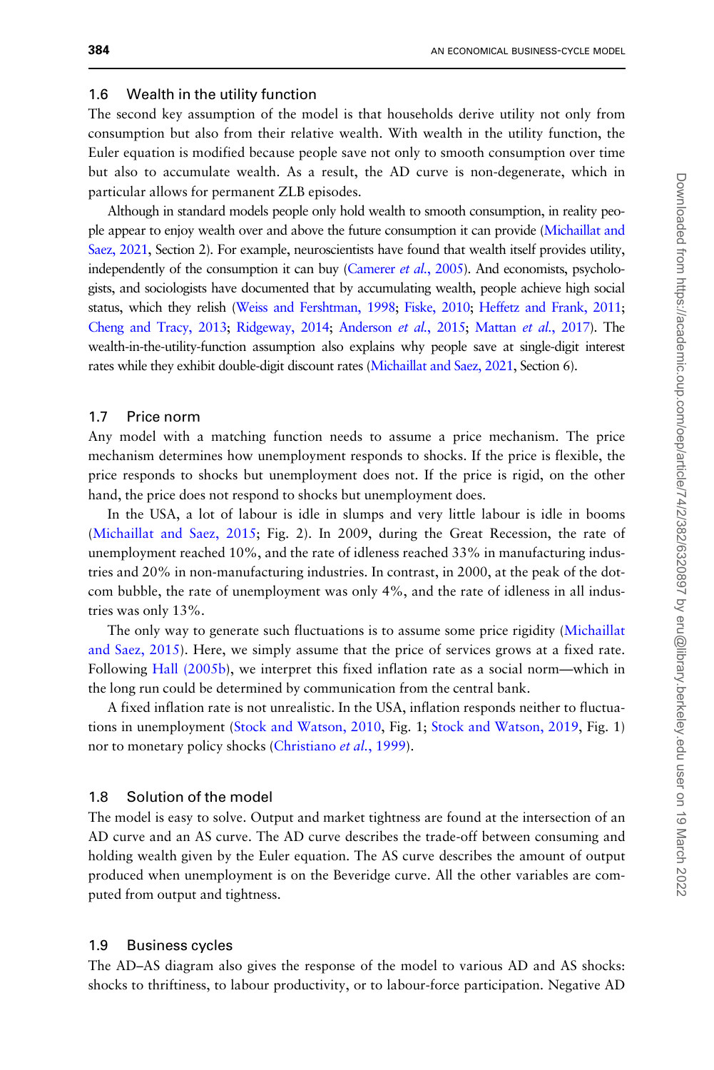## 1.6 Wealth in the utility function

The second key assumption of the model is that households derive utility not only from consumption but also from their relative wealth. With wealth in the utility function, the Euler equation is modified because people save not only to smooth consumption over time but also to accumulate wealth. As a result, the AD curve is non-degenerate, which in particular allows for permanent ZLB episodes.

Although in standard models people only hold wealth to smooth consumption, in reality people appear to enjoy wealth over and above the future consumption it can provide (Michaillat and Saez, 2021, Section 2). For example, neuroscientists have found that wealth itself provides utility, independently of the consumption it can buy (Camerer *et al.*, 2005). And economists, psychologists, and sociologists have documented that by accumulating wealth, people achieve high social status, which they relish (Weiss and Fershtman, 1998; Fiske, 2010; Heffetz and Frank, 2011; Cheng and Tracy, 2013; Ridgeway, 2014; Anderson *et al.*, 2015; Mattan *et al.*, 2017). The wealth-in-the-utility-function assumption also explains why people save at single-digit interest rates while they exhibit double-digit discount rates (Michaillat and Saez, 2021, Section 6).

## 1.7 Price norm

Any model with a matching function needs to assume a price mechanism. The price mechanism determines how unemployment responds to shocks. If the price is flexible, the price responds to shocks but unemployment does not. If the price is rigid, on the other hand, the price does not respond to shocks but unemployment does.

In the USA, a lot of labour is idle in slumps and very little labour is idle in booms (Michaillat and Saez, 2015; Fig. 2). In 2009, during the Great Recession, the rate of unemployment reached 10%, and the rate of idleness reached 33% in manufacturing industries and 20% in non-manufacturing industries. In contrast, in 2000, at the peak of the dot-com bubble, the rate of unemployment was only 4%, and the rate of idleness in all industries was only 13%.

The only way to generate such fluctuations is to assume some price rigidity (Michaillat and Saez, 2015). Here, we simply assume that the price of services grows at a fixed rate. Following Hall (2005b), we interpret this fixed inflation rate as a social norm—which in the long run could be determined by communication from the central bank.

A fixed inflation rate is not unrealistic. In the USA, inflation responds neither to fluctuations in unemployment (Stock and Watson, 2010, Fig. 1; Stock and Watson, 2019, Fig. 1) nor to monetary policy shocks (Christiano *et al.*, 1999).

## 1.8 Solution of the model

The model is easy to solve. Output and market tightness are found at the intersection of an AD curve and an AS curve. The AD curve describes the trade-off between consuming and holding wealth given by the Euler equation. The AS curve describes the amount of output produced when unemployment is on the Beveridge curve. All the other variables are computed from output and tightness.

## 1.9 Business cycles

The AD–AS diagram also gives the response of the model to various AD and AS shocks: shocks to thriftiness, to labour productivity, or to labour-force participation. Negative AD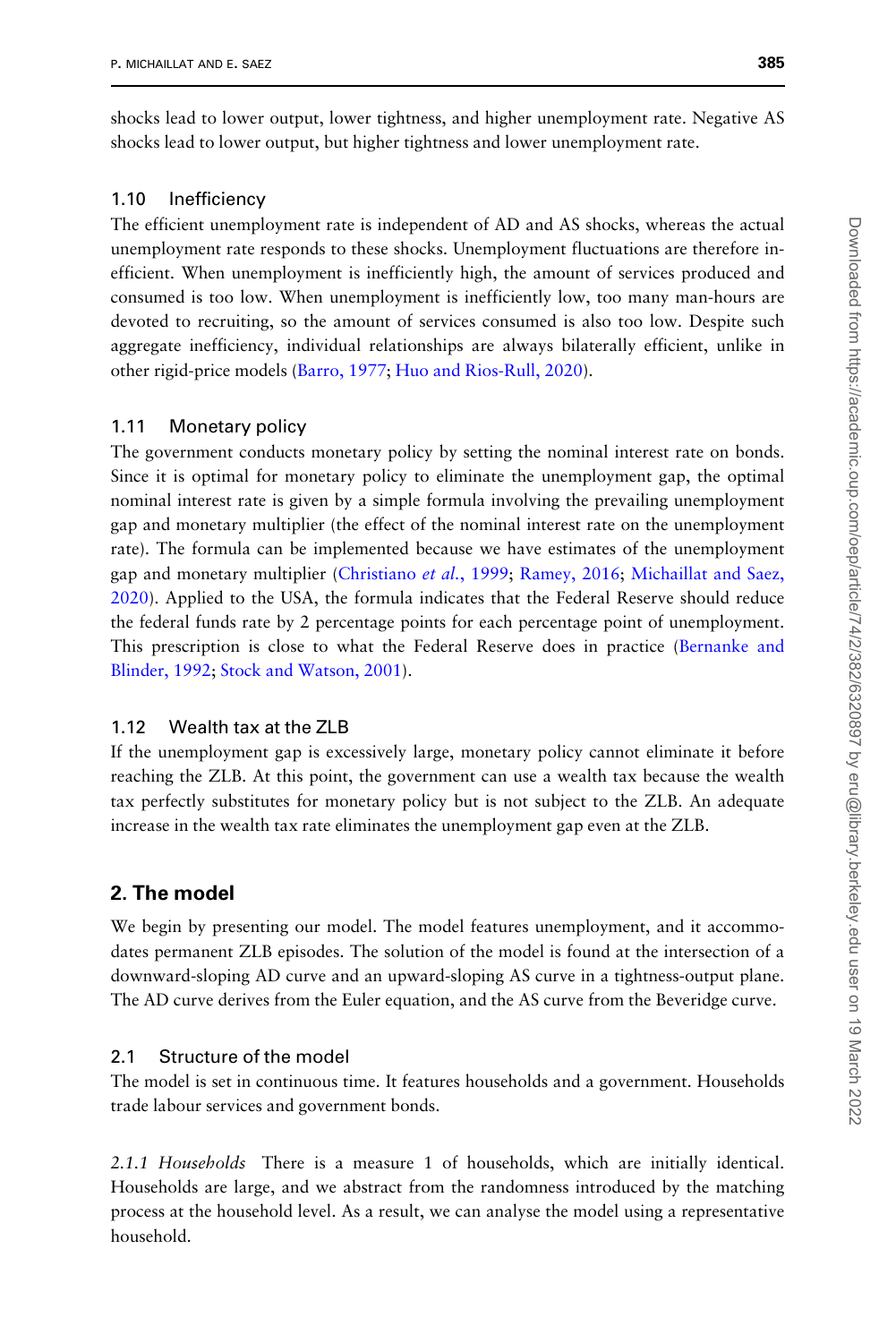shocks lead to lower output, lower tightness, and higher unemployment rate. Negative AS shocks lead to lower output, but higher tightness and lower unemployment rate.

### 1.10 Inefficiency

The efficient unemployment rate is independent of AD and AS shocks, whereas the actual unemployment rate responds to these shocks. Unemployment fluctuations are therefore inefficient. When unemployment is inefficiently high, the amount of services produced and consumed is too low. When unemployment is inefficiently low, too many man-hours are devoted to recruiting, so the amount of services consumed is also too low. Despite such aggregate inefficiency, individual relationships are always bilaterally efficient, unlike in other rigid-price models (Barro, 1977; Huo and Rios-Rull, 2020).

### 1.11 Monetary policy

The government conducts monetary policy by setting the nominal interest rate on bonds. Since it is optimal for monetary policy to eliminate the unemployment gap, the optimal nominal interest rate is given by a simple formula involving the prevailing unemployment gap and monetary multiplier (the effect of the nominal interest rate on the unemployment rate). The formula can be implemented because we have estimates of the unemployment gap and monetary multiplier (Christiano *et al.*, 1999; Ramey, 2016; Michaillat and Saez, 2020). Applied to the USA, the formula indicates that the Federal Reserve should reduce the federal funds rate by 2 percentage points for each percentage point of unemployment. This prescription is close to what the Federal Reserve does in practice (Bernanke and Blinder, 1992; Stock and Watson, 2001).

### 1.12 Wealth tax at the ZLB

If the unemployment gap is excessively large, monetary policy cannot eliminate it before reaching the ZLB. At this point, the government can use a wealth tax because the wealth tax perfectly substitutes for monetary policy but is not subject to the ZLB. An adequate increase in the wealth tax rate eliminates the unemployment gap even at the ZLB.

## 2. The model

We begin by presenting our model. The model features unemployment, and it accommodates permanent ZLB episodes. The solution of the model is found at the intersection of a downward-sloping AD curve and an upward-sloping AS curve in a tightness-output plane. The AD curve derives from the Euler equation, and the AS curve from the Beveridge curve.

### 2.1 Structure of the model

The model is set in continuous time. It features households and a government. Households trade labour services and government bonds.

*2.1.1 Households* There is a measure 1 of households, which are initially identical. Households are large, and we abstract from the randomness introduced by the matching process at the household level. As a result, we can analyse the model using a representative household.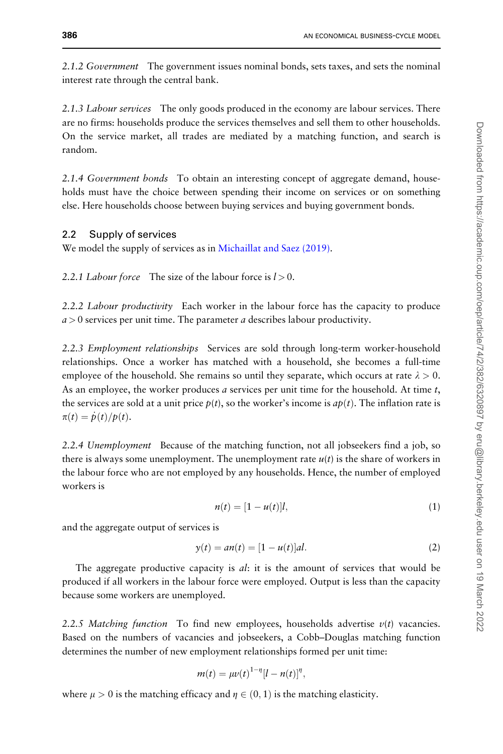*2.1.2 Government* The government issues nominal bonds, sets taxes, and sets the nominal interest rate through the central bank.

*2.1.3 Labour services* The only goods produced in the economy are labour services. There are no firms: households produce the services themselves and sell them to other households. On the service market, all trades are mediated by a matching function, and search is random.

*2.1.4 Government bonds* To obtain an interesting concept of aggregate demand, households must have the choice between spending their income on services or on something else. Here households choose between buying services and buying government bonds.

## 2.2 Supply of services

We model the supply of services as in Michaillat and Saez (2019).

*2.2.1 Labour force* The size of the labour force is $l > 0$.

*2.2.2 Labour productivity* Each worker in the labour force has the capacity to produce $a > 0$ services per unit time. The parameter $a$ describes labour productivity.

*2.2.3 Employment relationships* Services are sold through long-term worker-household relationships. Once a worker has matched with a household, she becomes a full-time employee of the household. She remains so until they separate, which occurs at rate $\lambda > 0$. As an employee, the worker produces $a$ services per unit time for the household. At time $t$, the services are sold at a unit price $p(t)$, so the worker's income is $ap(t)$. The inflation rate is $\pi(t) = \dot{p}(t)/p(t)$.

*2.2.4 Unemployment* Because of the matching function, not all jobseekers find a job, so there is always some unemployment. The unemployment rate $u(t)$ is the share of workers in the labour force who are not employed by any households. Hence, the number of employed workers is

$$n(t) = [1 - u(t)]l, \tag{1}$$

and the aggregate output of services is

$$y(t) = an(t) = [1 - u(t)]al. \tag{2}$$

The aggregate productive capacity is $al$: it is the amount of services that would be produced if all workers in the labour force were employed. Output is less than the capacity because some workers are unemployed.

*2.2.5 Matching function* To find new employees, households advertise $v(t)$ vacancies. Based on the numbers of vacancies and jobseekers, a Cobb–Douglas matching function determines the number of new employment relationships formed per unit time:

$$m(t) = \mu v(t)^{1-\eta}[l - n(t)]^{\eta},$$

where $\mu > 0$ is the matching efficacy and $\eta \in (0, 1)$ is the matching elasticity.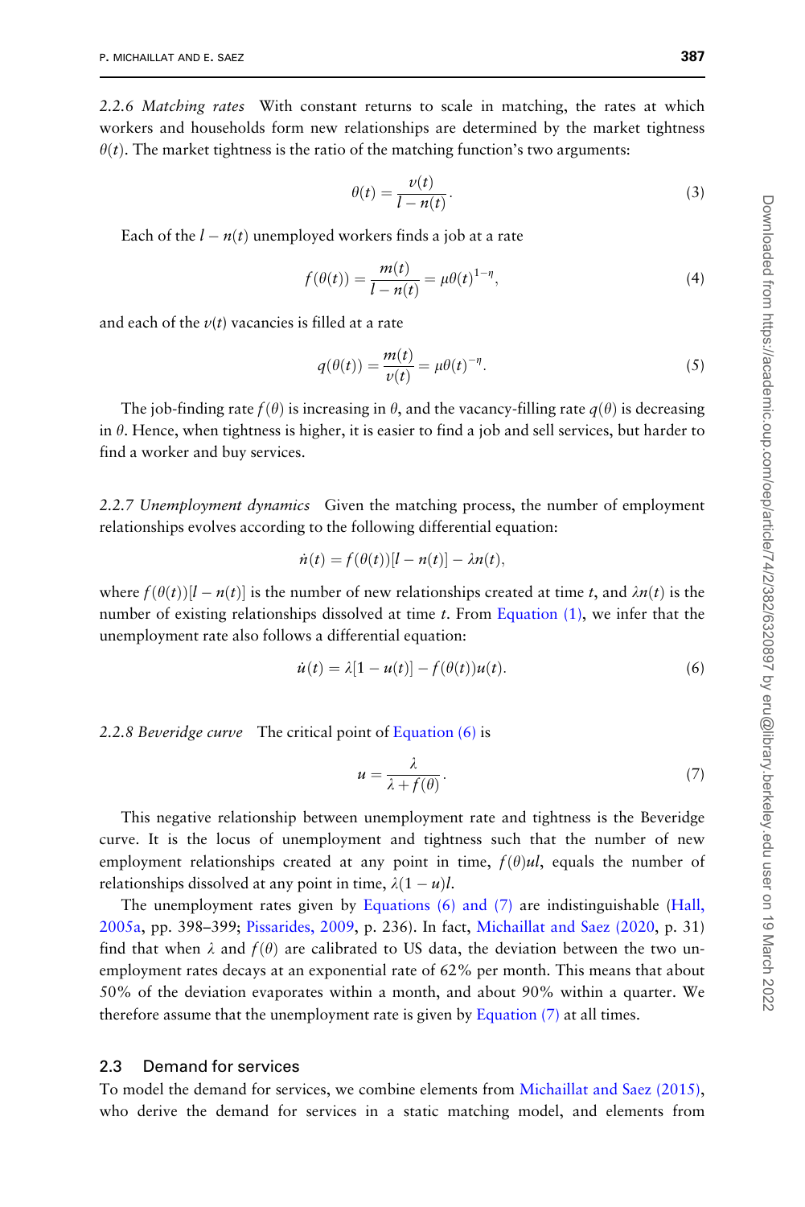*2.2.6 Matching rates* With constant returns to scale in matching, the rates at which workers and households form new relationships are determined by the market tightness $\theta(t)$. The market tightness is the ratio of the matching function's two arguments:

$$\theta(t) = \frac{v(t)}{l - n(t)}. \tag{3}$$

Each of the $l - n(t)$ unemployed workers finds a job at a rate

$$f(\theta(t)) = \frac{m(t)}{l - n(t)} = \mu\theta(t)^{1-\eta}, \tag{4}$$

and each of the $v(t)$ vacancies is filled at a rate

$$q(\theta(t)) = \frac{m(t)}{v(t)} = \mu\theta(t)^{-\eta}. \tag{5}$$

The job-finding rate $f(\theta)$ is increasing in $\theta$, and the vacancy-filling rate $q(\theta)$ is decreasing in $\theta$. Hence, when tightness is higher, it is easier to find a job and sell services, but harder to find a worker and buy services.

*2.2.7 Unemployment dynamics* Given the matching process, the number of employment relationships evolves according to the following differential equation:

$$\dot{n}(t) = f(\theta(t))[l - n(t)] - \lambda n(t),$$

where $f(\theta(t))[l - n(t)]$ is the number of new relationships created at time $t$, and $\lambda n(t)$ is the number of existing relationships dissolved at time $t$. From Equation (1), we infer that the unemployment rate also follows a differential equation:

$$\dot{u}(t) = \lambda[1 - u(t)] - f(\theta(t))u(t). \tag{6}$$

*2.2.8 Beveridge curve* The critical point of Equation (6) is

$$u = \frac{\lambda}{\lambda + f(\theta)}. \tag{7}$$

This negative relationship between unemployment rate and tightness is the Beveridge curve. It is the locus of unemployment and tightness such that the number of new employment relationships created at any point in time, $f(\theta)ul$, equals the number of relationships dissolved at any point in time, $\lambda(1 - u)l$.

The unemployment rates given by Equations (6) and (7) are indistinguishable (Hall, 2005a, pp. 398–399; Pissarides, 2009, p. 236). In fact, Michaillat and Saez (2020, p. 31) find that when $\lambda$ and $f(\theta)$ are calibrated to US data, the deviation between the two unemployment rates decays at an exponential rate of 62% per month. This means that about 50% of the deviation evaporates within a month, and about 90% within a quarter. We therefore assume that the unemployment rate is given by Equation (7) at all times.

## 2.3 Demand for services

To model the demand for services, we combine elements from Michaillat and Saez (2015), who derive the demand for services in a static matching model, and elements from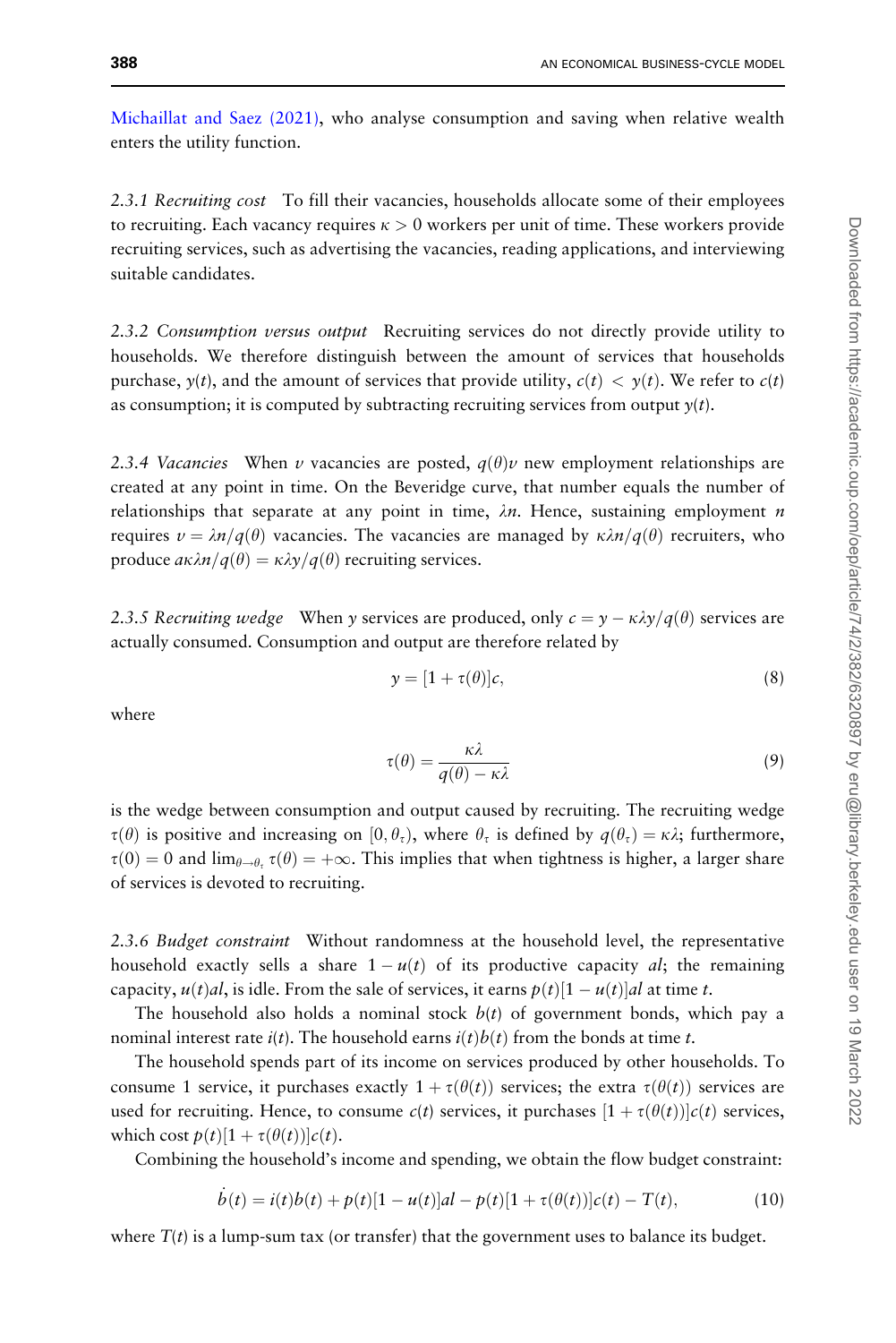Michaillat and Saez (2021), who analyse consumption and saving when relative wealth enters the utility function.

*2.3.1 Recruiting cost* To fill their vacancies, households allocate some of their employees to recruiting. Each vacancy requires $\kappa > 0$ workers per unit of time. These workers provide recruiting services, such as advertising the vacancies, reading applications, and interviewing suitable candidates.

*2.3.2 Consumption versus output* Recruiting services do not directly provide utility to households. We therefore distinguish between the amount of services that households purchase, $y(t)$, and the amount of services that provide utility, $c(t) < y(t)$. We refer to $c(t)$ as consumption; it is computed by subtracting recruiting services from output $y(t)$.

*2.3.4 Vacancies* When $v$ vacancies are posted, $q(\theta)v$ new employment relationships are created at any point in time. On the Beveridge curve, that number equals the number of relationships that separate at any point in time, $\lambda n$. Hence, sustaining employment $n$ requires $v = \lambda n / q(\theta)$ vacancies. The vacancies are managed by $\kappa\lambda n / q(\theta)$ recruiters, who produce $a\kappa\lambda n / q(\theta) = \kappa\lambda y / q(\theta)$ recruiting services.

*2.3.5 Recruiting wedge* When $y$ services are produced, only $c = y - \kappa\lambda y / q(\theta)$ services are actually consumed. Consumption and output are therefore related by

$$y = [1 + \tau(\theta)]c, \tag{8}$$

where

$$\tau(\theta) = \frac{\kappa\lambda}{q(\theta) - \kappa\lambda} \tag{9}$$

is the wedge between consumption and output caused by recruiting. The recruiting wedge $\tau(\theta)$ is positive and increasing on $[0, \theta_\tau)$, where $\theta_\tau$ is defined by $q(\theta_\tau) = \kappa\lambda$; furthermore, $\tau(0) = 0$ and $\lim_{\theta \to \theta_\tau} \tau(\theta) = +\infty$. This implies that when tightness is higher, a larger share of services is devoted to recruiting.

*2.3.6 Budget constraint* Without randomness at the household level, the representative household exactly sells a share $1 - u(t)$ of its productive capacity $al$; the remaining capacity, $u(t)al$, is idle. From the sale of services, it earns $p(t)[1 - u(t)]al$ at time $t$.

The household also holds a nominal stock $b(t)$ of government bonds, which pay a nominal interest rate $i(t)$. The household earns $i(t)b(t)$ from the bonds at time $t$.

The household spends part of its income on services produced by other households. To consume 1 service, it purchases exactly $1 + \tau(\theta(t))$ services; the extra $\tau(\theta(t))$ services are used for recruiting. Hence, to consume $c(t)$ services, it purchases $[1 + \tau(\theta(t))]c(t)$ services, which cost $p(t)[1 + \tau(\theta(t))]c(t)$.

Combining the household's income and spending, we obtain the flow budget constraint:

$$\dot{b}(t) = i(t)b(t) + p(t)[1 - u(t)]al - p(t)[1 + \tau(\theta(t))]c(t) - T(t), \tag{10}$$

where $T(t)$ is a lump-sum tax (or transfer) that the government uses to balance its budget.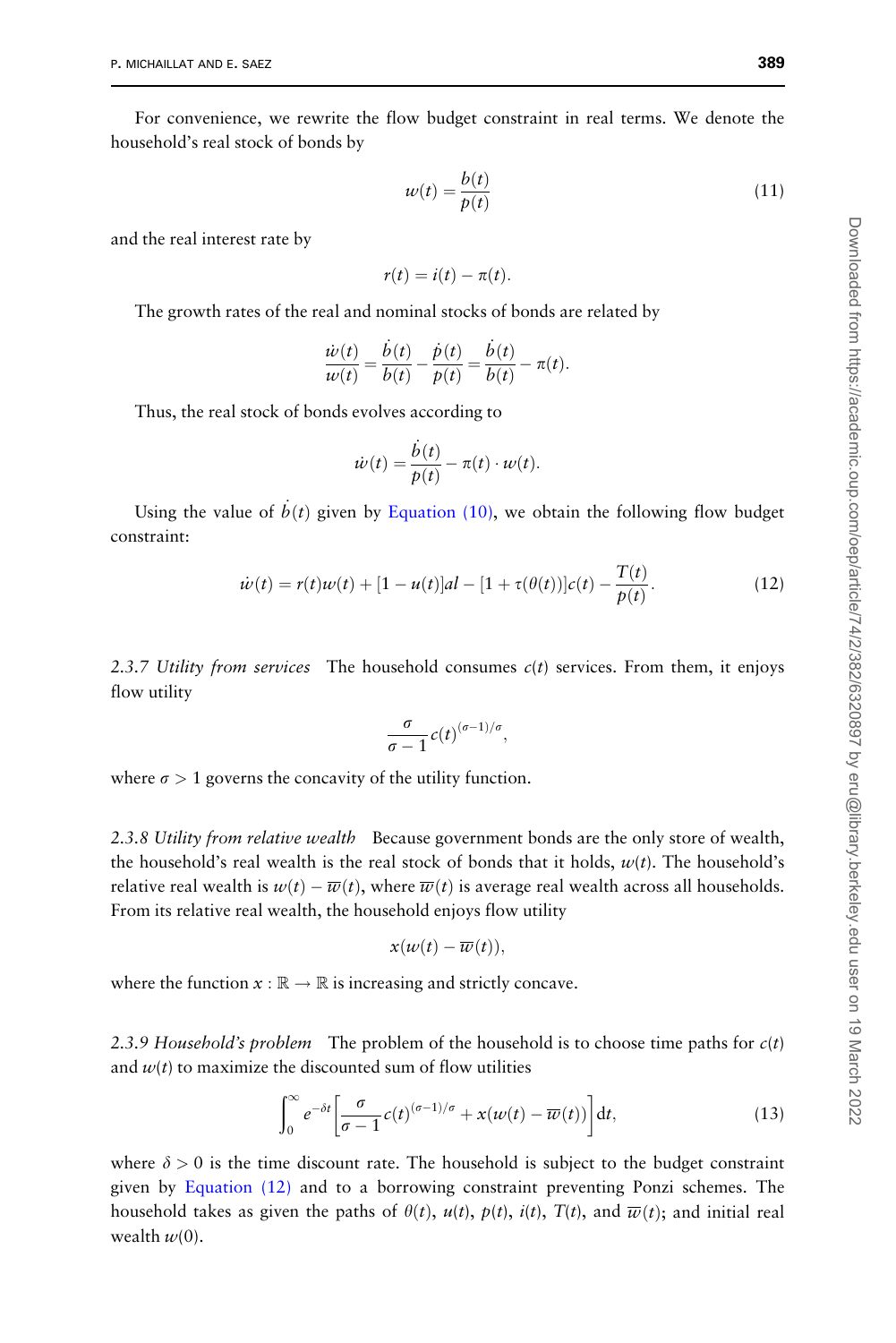For convenience, we rewrite the flow budget constraint in real terms. We denote the household's real stock of bonds by

$$w(t) = \frac{b(t)}{p(t)} \tag{11}$$

and the real interest rate by

$$r(t) = i(t) - \pi(t).$$

The growth rates of the real and nominal stocks of bonds are related by

$$\frac{\dot{w}(t)}{w(t)} = \frac{\dot{b}(t)}{b(t)} - \frac{\dot{p}(t)}{p(t)} = \frac{\dot{b}(t)}{b(t)} - \pi(t).$$

Thus, the real stock of bonds evolves according to

$$\dot{w}(t) = \frac{\dot{b}(t)}{p(t)} - \pi(t) \cdot w(t).$$

Using the value of $\dot{b}(t)$ given by Equation (10), we obtain the following flow budget constraint:

$$\dot{w}(t) = r(t)w(t) + [1 - u(t)]al - [1 + \tau(\theta(t))]c(t) - \frac{T(t)}{p(t)}. \tag{12}$$

*2.3.7 Utility from services* The household consumes $c(t)$ services. From them, it enjoys flow utility

$$\frac{\sigma}{\sigma - 1} c(t)^{(\sigma-1)/\sigma},$$

where $\sigma > 1$ governs the concavity of the utility function.

*2.3.8 Utility from relative wealth* Because government bonds are the only store of wealth, the household's real wealth is the real stock of bonds that it holds, $w(t)$. The household's relative real wealth is $w(t) - \overline{w}(t)$, where $\overline{w}(t)$ is average real wealth across all households. From its relative real wealth, the household enjoys flow utility

$$x(w(t) - \overline{w}(t)),$$

where the function $x : \mathbb{R} \to \mathbb{R}$ is increasing and strictly concave.

*2.3.9 Household's problem* The problem of the household is to choose time paths for $c(t)$ and $w(t)$ to maximize the discounted sum of flow utilities

$$\int_0^\infty e^{-\delta t} \left[ \frac{\sigma}{\sigma - 1} c(t)^{(\sigma-1)/\sigma} + x(w(t) - \overline{w}(t)) \right] \mathrm{d}t, \tag{13}$$

where $\delta > 0$ is the time discount rate. The household is subject to the budget constraint given by Equation (12) and to a borrowing constraint preventing Ponzi schemes. The household takes as given the paths of $\theta(t)$, $u(t)$, $p(t)$, $i(t)$, $T(t)$, and $\overline{w}(t)$; and initial real wealth $w(0)$.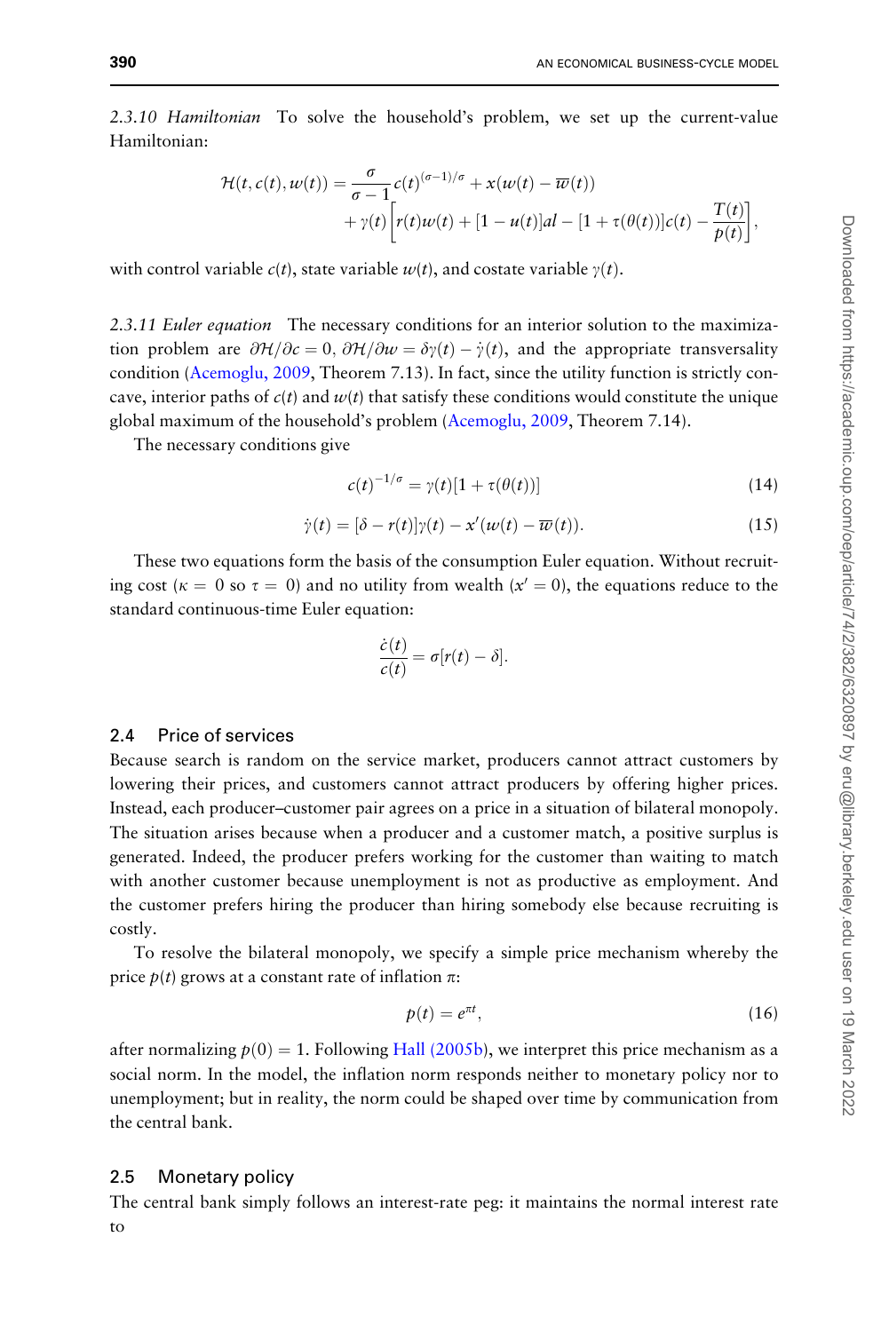*2.3.10 Hamiltonian* To solve the household's problem, we set up the current-value Hamiltonian:

$$\mathcal{H}(t, c(t), w(t)) = \frac{\sigma}{\sigma - 1} c(t)^{(\sigma-1)/\sigma} + x(w(t) - \overline{w}(t)) + \gamma(t)\left[r(t)w(t) + [1 - u(t)]al - [1 + \tau(\theta(t))]c(t) - \frac{T(t)}{p(t)}\right],$$

with control variable $c(t)$, state variable $w(t)$, and costate variable $\gamma(t)$.

*2.3.11 Euler equation* The necessary conditions for an interior solution to the maximization problem are $\partial\mathcal{H}/\partial c = 0$, $\partial\mathcal{H}/\partial w = \delta\gamma(t) - \dot{\gamma}(t)$, and the appropriate transversality condition (Acemoglu, 2009, Theorem 7.13). In fact, since the utility function is strictly concave, interior paths of $c(t)$ and $w(t)$ that satisfy these conditions would constitute the unique global maximum of the household's problem (Acemoglu, 2009, Theorem 7.14).

The necessary conditions give

$$c(t)^{-1/\sigma} = \gamma(t)[1 + \tau(\theta(t))] \tag{14}$$

$$\dot{\gamma}(t) = [\delta - r(t)]\gamma(t) - x'(w(t) - \overline{w}(t)). \tag{15}$$

These two equations form the basis of the consumption Euler equation. Without recruiting cost ($\kappa = 0$ so $\tau = 0$) and no utility from wealth ($x' = 0$), the equations reduce to the standard continuous-time Euler equation:

$$\frac{\dot{c}(t)}{c(t)} = \sigma[r(t) - \delta].$$

## 2.4 Price of services

Because search is random on the service market, producers cannot attract customers by lowering their prices, and customers cannot attract producers by offering higher prices. Instead, each producer–customer pair agrees on a price in a situation of bilateral monopoly. The situation arises because when a producer and a customer match, a positive surplus is generated. Indeed, the producer prefers working for the customer than waiting to match with another customer because unemployment is not as productive as employment. And the customer prefers hiring the producer than hiring somebody else because recruiting is costly.

To resolve the bilateral monopoly, we specify a simple price mechanism whereby the price $p(t)$ grows at a constant rate of inflation $\pi$:

$$p(t) = e^{\pi t}, \tag{16}$$

after normalizing $p(0) = 1$. Following Hall (2005b), we interpret this price mechanism as a social norm. In the model, the inflation norm responds neither to monetary policy nor to unemployment; but in reality, the norm could be shaped over time by communication from the central bank.

## 2.5 Monetary policy

The central bank simply follows an interest-rate peg: it maintains the normal interest rate to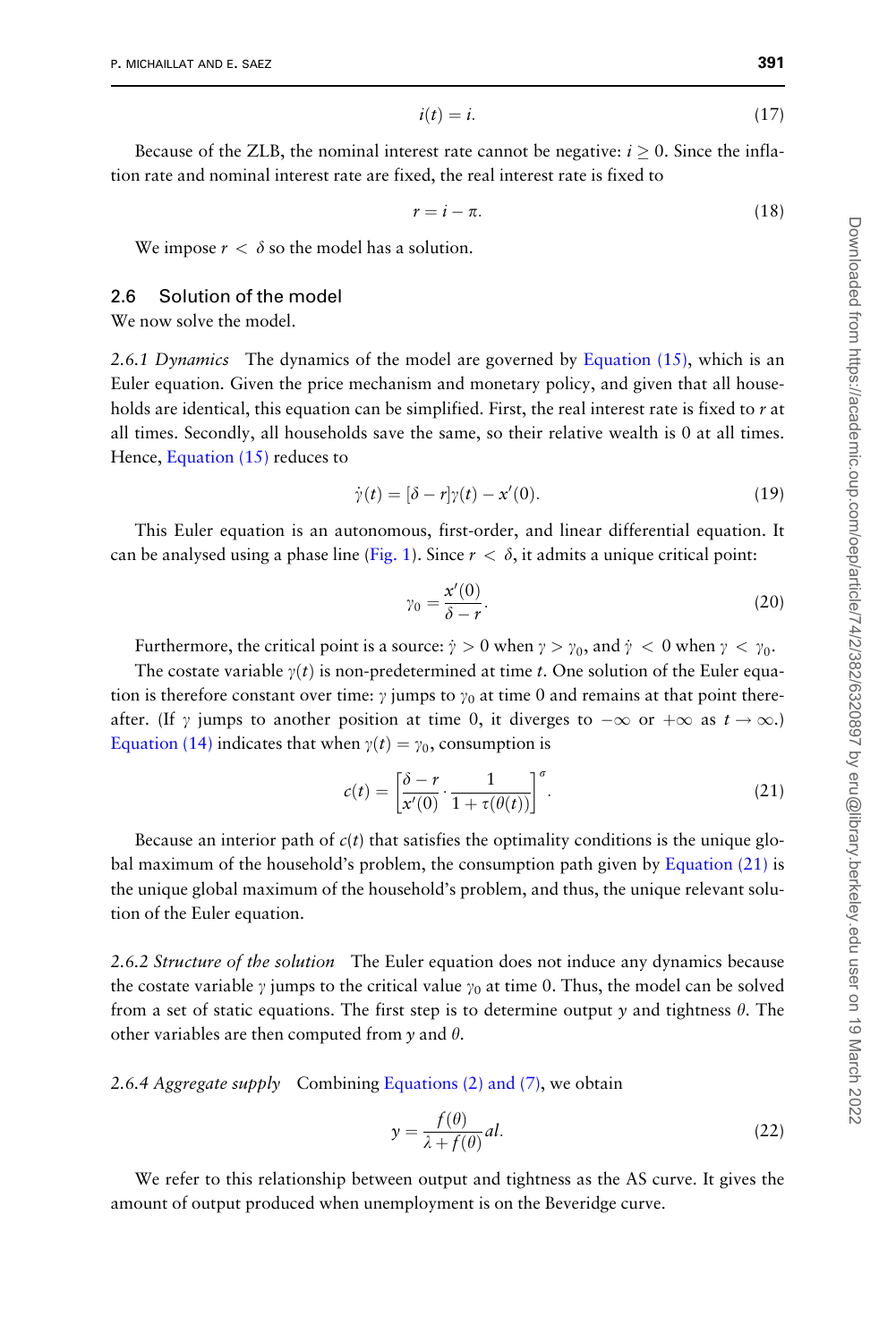$$i(t) = i. \tag{17}$$

Because of the ZLB, the nominal interest rate cannot be negative: $i \geq 0$. Since the inflation rate and nominal interest rate are fixed, the real interest rate is fixed to

$$r = i - \pi. \tag{18}$$

We impose $r < \delta$ so the model has a solution.

## 2.6 Solution of the model

We now solve the model.

*2.6.1 Dynamics* The dynamics of the model are governed by Equation (15), which is an Euler equation. Given the price mechanism and monetary policy, and given that all households are identical, this equation can be simplified. First, the real interest rate is fixed to $r$ at all times. Secondly, all households save the same, so their relative wealth is 0 at all times. Hence, Equation (15) reduces to

$$\dot{\gamma}(t) = [\delta - r]\gamma(t) - x'(0). \tag{19}$$

This Euler equation is an autonomous, first-order, and linear differential equation. It can be analysed using a phase line (Fig. 1). Since $r < \delta$, it admits a unique critical point:

$$\gamma_0 = \frac{x'(0)}{\delta - r}. \tag{20}$$

Furthermore, the critical point is a source: $\dot{\gamma} > 0$ when $\gamma > \gamma_0$, and $\dot{\gamma} < 0$ when $\gamma < \gamma_0$.

The costate variable $\gamma(t)$ is non-predetermined at time $t$. One solution of the Euler equation is therefore constant over time: $\gamma$ jumps to $\gamma_0$ at time 0 and remains at that point thereafter. (If $\gamma$ jumps to another position at time 0, it diverges to $-\infty$ or $+\infty$ as $t \to \infty$.) Equation (14) indicates that when $\gamma(t) = \gamma_0$, consumption is

$$c(t) = \left[\frac{\delta - r}{x'(0)} \cdot \frac{1}{1 + \tau(\theta(t))}\right]^{\sigma}. \tag{21}$$

Because an interior path of $c(t)$ that satisfies the optimality conditions is the unique global maximum of the household's problem, the consumption path given by Equation (21) is the unique global maximum of the household's problem, and thus, the unique relevant solution of the Euler equation.

*2.6.2 Structure of the solution* The Euler equation does not induce any dynamics because the costate variable $\gamma$ jumps to the critical value $\gamma_0$ at time 0. Thus, the model can be solved from a set of static equations. The first step is to determine output $y$ and tightness $\theta$. The other variables are then computed from $y$ and $\theta$.

*2.6.4 Aggregate supply* Combining Equations (2) and (7), we obtain

$$y = \frac{f(\theta)}{\lambda + f(\theta)} al. \tag{22}$$

We refer to this relationship between output and tightness as the AS curve. It gives the amount of output produced when unemployment is on the Beveridge curve.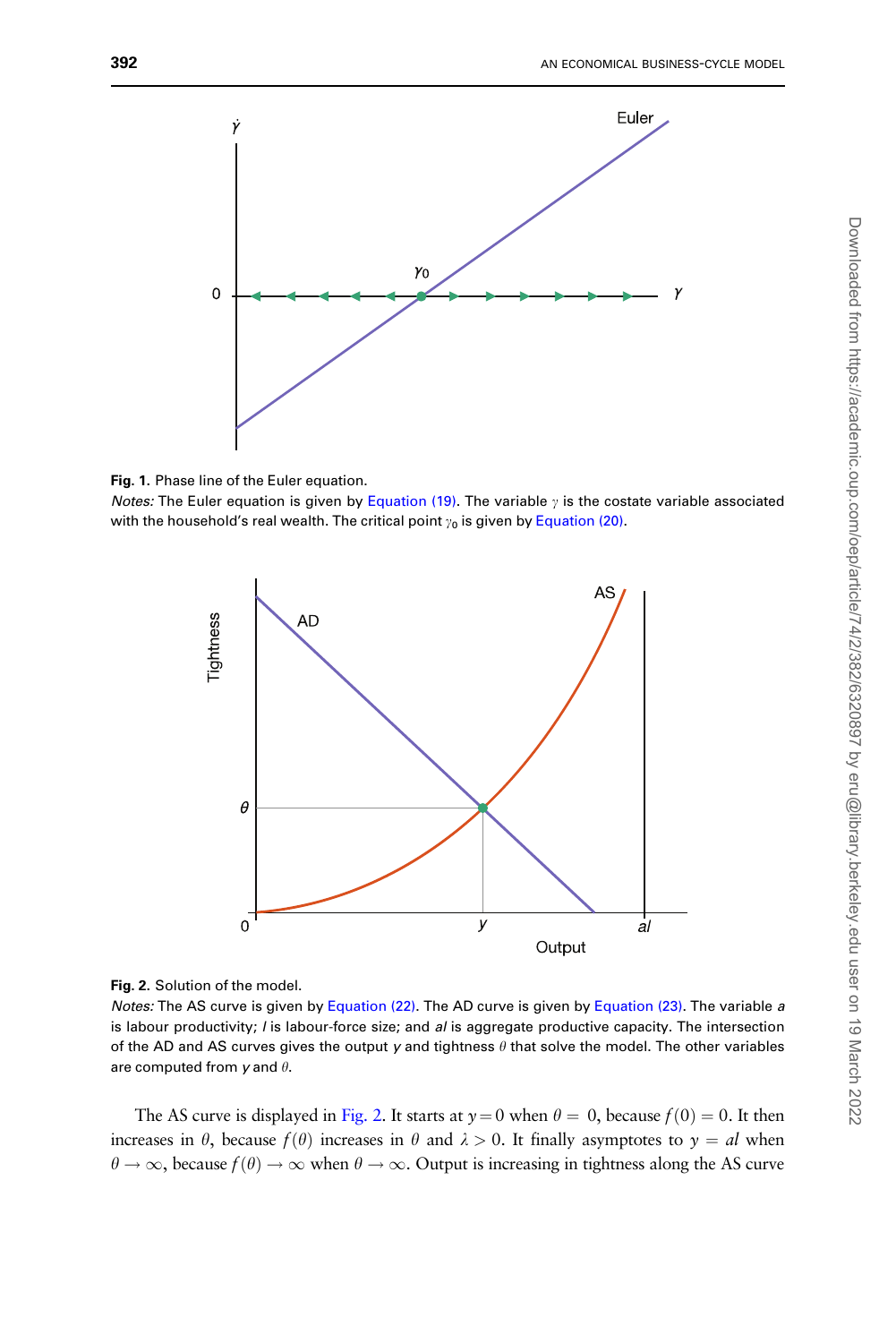$\dot{\gamma}$

Euler

$\gamma_0$

0

$\gamma$

**Fig. 1.** Phase line of the Euler equation.

*Notes:* The Euler equation is given by Equation (19). The variable $\gamma$ is the costate variable associated with the household's real wealth. The critical point $\gamma_0$ is given by Equation (20).

Tightness

AD

AS

$\theta$

0

$y$

$al$

Output

**Fig. 2.** Solution of the model.

*Notes:* The AS curve is given by Equation (22). The AD curve is given by Equation (23). The variable $a$ is labour productivity; $l$ is labour-force size; and $al$ is aggregate productive capacity. The intersection of the AD and AS curves gives the output $y$ and tightness $\theta$ that solve the model. The other variables are computed from $y$ and $\theta$.

The AS curve is displayed in Fig. 2. It starts at $y = 0$ when $\theta = 0$, because $f(0) = 0$. It then increases in $\theta$, because $f(\theta)$ increases in $\theta$ and $\lambda > 0$. It finally asymptotes to $y = al$ when $\theta \to \infty$, because $f(\theta) \to \infty$ when $\theta \to \infty$. Output is increasing in tightness along the AS curve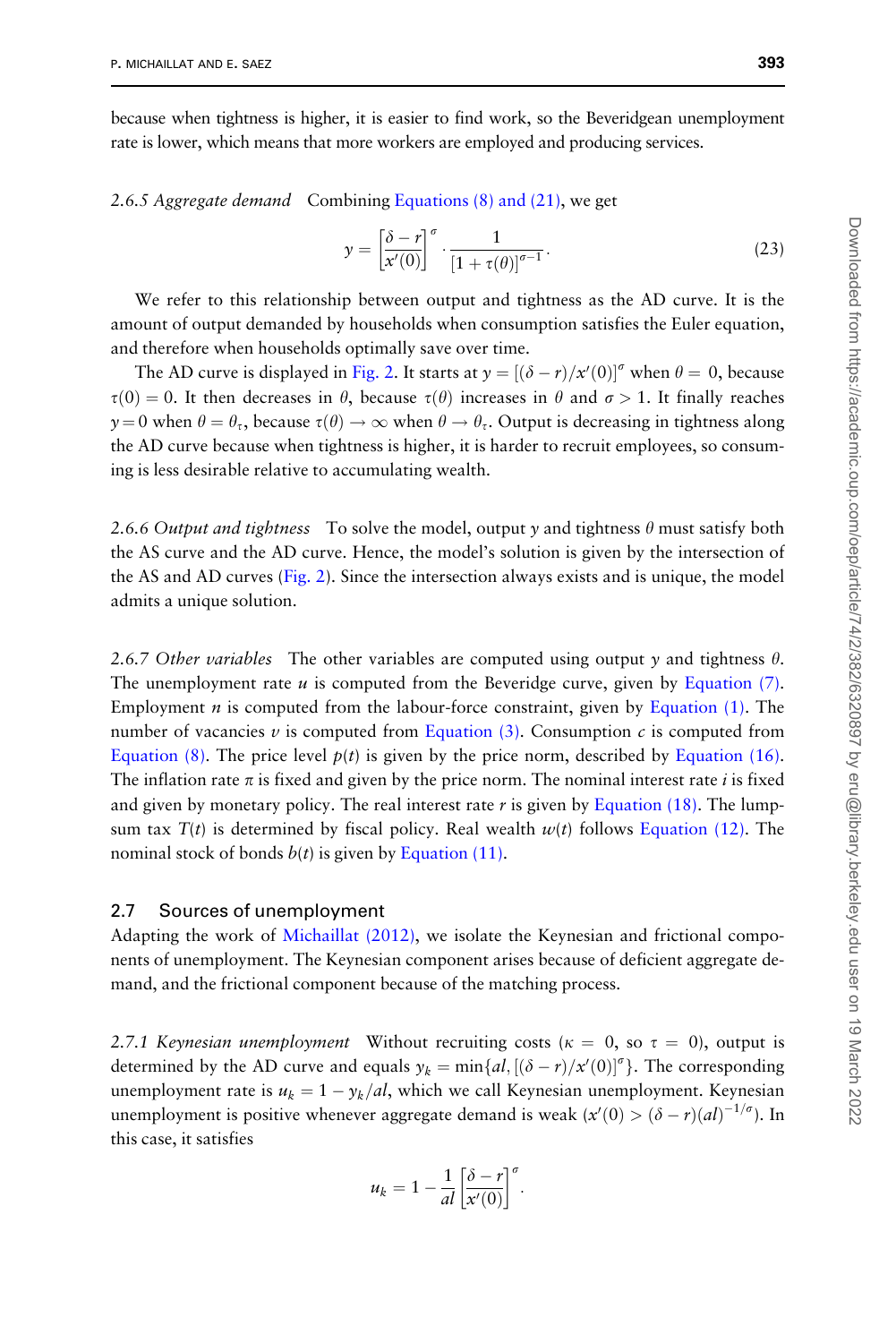because when tightness is higher, it is easier to find work, so the Beveridgean unemployment rate is lower, which means that more workers are employed and producing services.

*2.6.5 Aggregate demand* Combining Equations (8) and (21), we get

$$y = \left[\frac{\delta - r}{x'(0)}\right]^{\sigma} \cdot \frac{1}{[1+\tau(\theta)]^{\sigma-1}}. \tag{23}$$

We refer to this relationship between output and tightness as the AD curve. It is the amount of output demanded by households when consumption satisfies the Euler equation, and therefore when households optimally save over time.

The AD curve is displayed in Fig. 2. It starts at $y = [(\delta - r)/x'(0)]^{\sigma}$ when $\theta = 0$, because $\tau(0) = 0$. It then decreases in $\theta$, because $\tau(\theta)$ increases in $\theta$ and $\sigma > 1$. It finally reaches $y = 0$ when $\theta = \theta_\tau$, because $\tau(\theta) \to \infty$ when $\theta \to \theta_\tau$. Output is decreasing in tightness along the AD curve because when tightness is higher, it is harder to recruit employees, so consuming is less desirable relative to accumulating wealth.

*2.6.6 Output and tightness* To solve the model, output $y$ and tightness $\theta$ must satisfy both the AS curve and the AD curve. Hence, the model's solution is given by the intersection of the AS and AD curves (Fig. 2). Since the intersection always exists and is unique, the model admits a unique solution.

*2.6.7 Other variables* The other variables are computed using output $y$ and tightness $\theta$. The unemployment rate $u$ is computed from the Beveridge curve, given by Equation (7). Employment $n$ is computed from the labour-force constraint, given by Equation (1). The number of vacancies $v$ is computed from Equation (3). Consumption $c$ is computed from Equation (8). The price level $p(t)$ is given by the price norm, described by Equation (16). The inflation rate $\pi$ is fixed and given by the price norm. The nominal interest rate $i$ is fixed and given by monetary policy. The real interest rate $r$ is given by Equation (18). The lump-sum tax $T(t)$ is determined by fiscal policy. Real wealth $w(t)$ follows Equation (12). The nominal stock of bonds $b(t)$ is given by Equation (11).

## 2.7 Sources of unemployment

Adapting the work of Michaillat (2012), we isolate the Keynesian and frictional components of unemployment. The Keynesian component arises because of deficient aggregate demand, and the frictional component because of the matching process.

*2.7.1 Keynesian unemployment* Without recruiting costs ($\kappa = 0$, so $\tau = 0$), output is determined by the AD curve and equals $y_k = \min\{al, [(\delta - r)/x'(0)]^{\sigma}\}$. The corresponding unemployment rate is $u_k = 1 - y_k/al$, which we call Keynesian unemployment. Keynesian unemployment is positive whenever aggregate demand is weak ($x'(0) > (\delta - r)(al)^{-1/\sigma}$). In this case, it satisfies

$$u_k = 1 - \frac{1}{al}\left[\frac{\delta - r}{x'(0)}\right]^{\sigma}.$$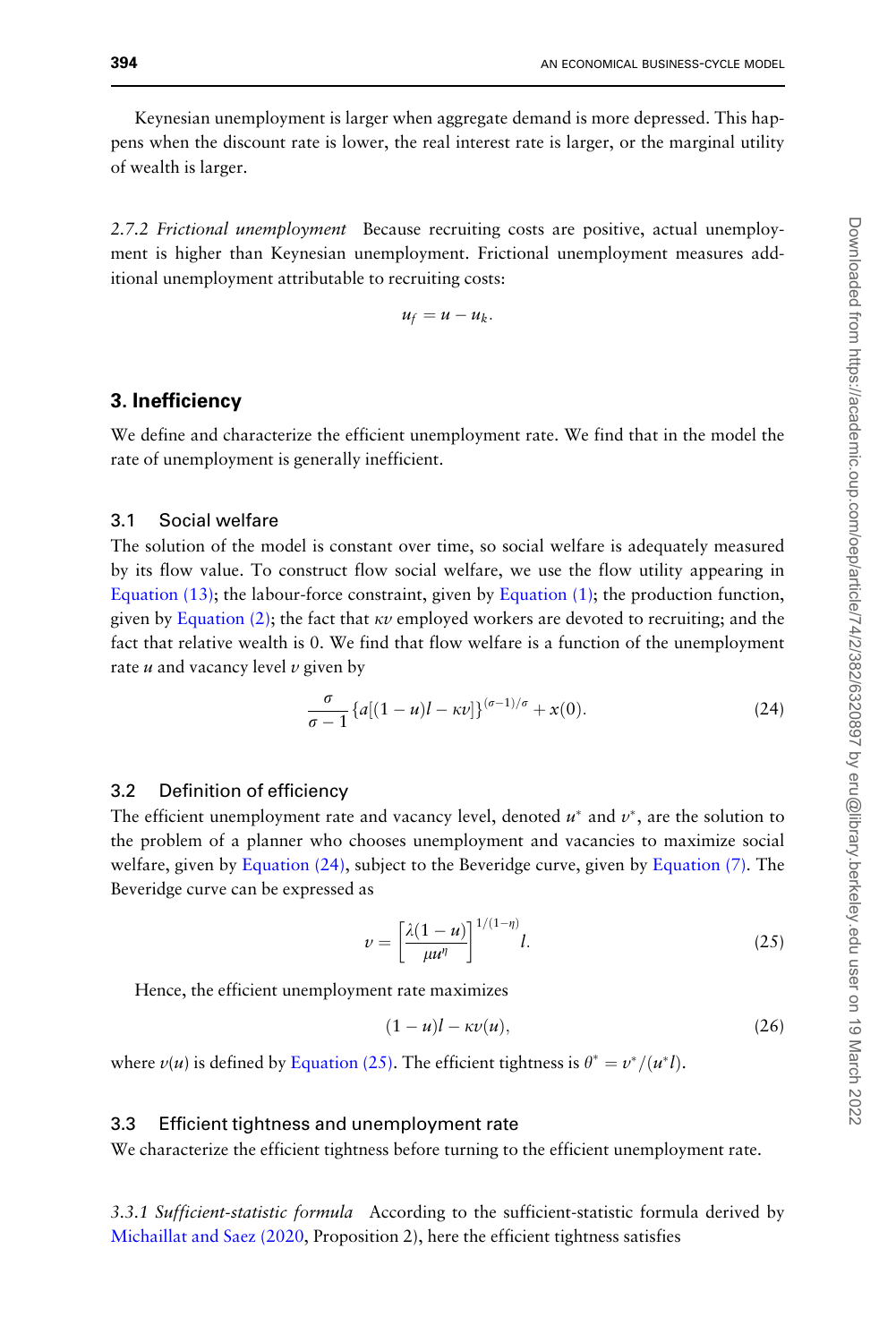Keynesian unemployment is larger when aggregate demand is more depressed. This happens when the discount rate is lower, the real interest rate is larger, or the marginal utility of wealth is larger.

*2.7.2 Frictional unemployment* Because recruiting costs are positive, actual unemployment is higher than Keynesian unemployment. Frictional unemployment measures additional unemployment attributable to recruiting costs:

$$u_f = u - u_k.$$

## 3. Inefficiency

We define and characterize the efficient unemployment rate. We find that in the model the rate of unemployment is generally inefficient.

### 3.1 Social welfare

The solution of the model is constant over time, so social welfare is adequately measured by its flow value. To construct flow social welfare, we use the flow utility appearing in Equation (13); the labour-force constraint, given by Equation (1); the production function, given by Equation (2); the fact that $\kappa v$ employed workers are devoted to recruiting; and the fact that relative wealth is 0. We find that flow welfare is a function of the unemployment rate $u$ and vacancy level $v$ given by

$$\frac{\sigma}{\sigma - 1}\{a[(1-u)l - \kappa v]\}^{(\sigma-1)/\sigma} + x(0). \tag{24}$$

### 3.2 Definition of efficiency

The efficient unemployment rate and vacancy level, denoted $u^*$ and $v^*$, are the solution to the problem of a planner who chooses unemployment and vacancies to maximize social welfare, given by Equation (24), subject to the Beveridge curve, given by Equation (7). The Beveridge curve can be expressed as

$$v = \left[\frac{\lambda(1-u)}{\mu u^{\eta}}\right]^{1/(1-\eta)} l. \tag{25}$$

Hence, the efficient unemployment rate maximizes

$$(1-u)l - \kappa v(u), \tag{26}$$

where $v(u)$ is defined by Equation (25). The efficient tightness is $\theta^* = v^*/(u^* l)$.

### 3.3 Efficient tightness and unemployment rate

We characterize the efficient tightness before turning to the efficient unemployment rate.

*3.3.1 Sufficient-statistic formula* According to the sufficient-statistic formula derived by Michaillat and Saez (2020, Proposition 2), here the efficient tightness satisfies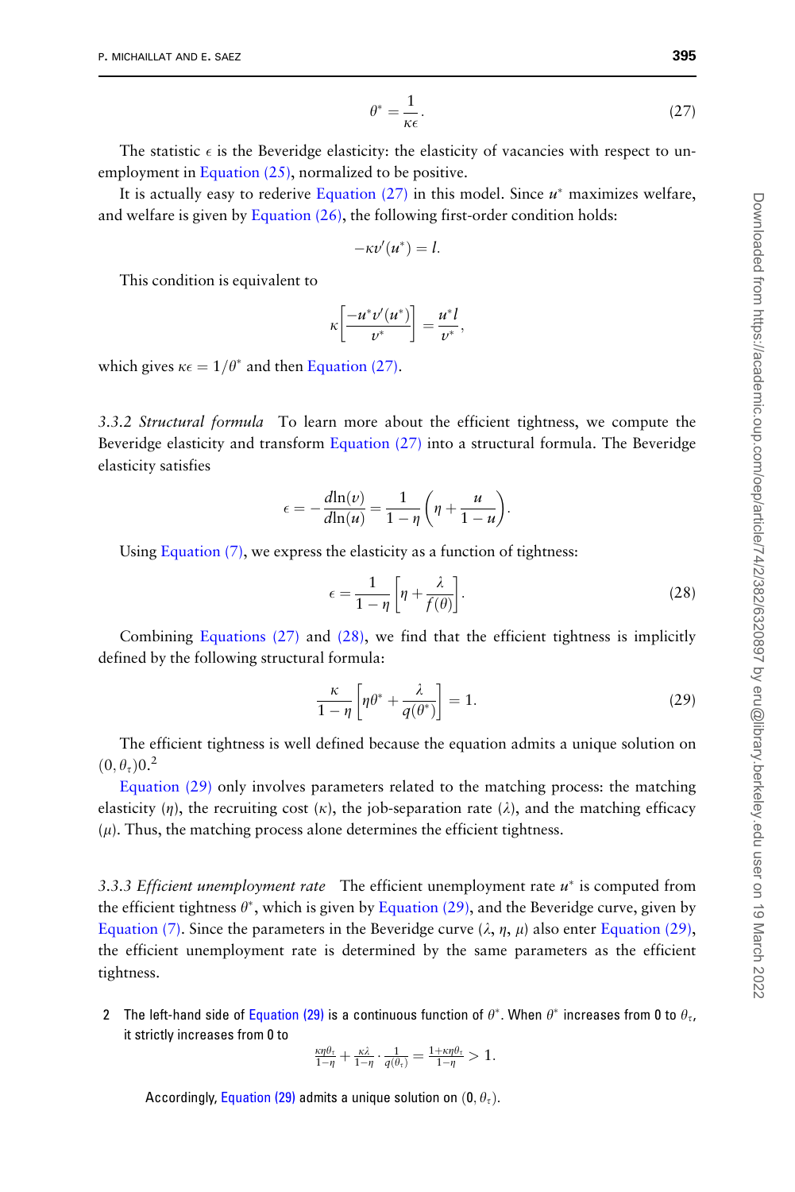$$\theta^* = \frac{1}{\kappa\epsilon}. \tag{27}$$

The statistic $\epsilon$ is the Beveridge elasticity: the elasticity of vacancies with respect to unemployment in Equation (25), normalized to be positive.

It is actually easy to rederive Equation (27) in this model. Since $u^*$ maximizes welfare, and welfare is given by Equation (26), the following first-order condition holds:

$$-\kappa v'(u^*) = l.$$

This condition is equivalent to

$$\kappa\left[\frac{-u^* v'(u^*)}{v^*}\right] = \frac{u^* l}{v^*},$$

which gives $\kappa\epsilon = 1/\theta^*$ and then Equation (27).

*3.3.2 Structural formula* To learn more about the efficient tightness, we compute the Beveridge elasticity and transform Equation (27) into a structural formula. The Beveridge elasticity satisfies

$$\epsilon = -\frac{d\ln(v)}{d\ln(u)} = \frac{1}{1-\eta}\left(\eta + \frac{u}{1-u}\right).$$

Using Equation (7), we express the elasticity as a function of tightness:

$$\epsilon = \frac{1}{1-\eta}\left[\eta + \frac{\lambda}{f(\theta)}\right]. \tag{28}$$

Combining Equations (27) and (28), we find that the efficient tightness is implicitly defined by the following structural formula:

$$\frac{\kappa}{1-\eta}\left[\eta\theta^* + \frac{\lambda}{q(\theta^*)}\right] = 1. \tag{29}$$

The efficient tightness is well defined because the equation admits a unique solution on $(0, \theta_\tau)0$.[2]

Equation (29) only involves parameters related to the matching process: the matching elasticity ($\eta$), the recruiting cost ($\kappa$), the job-separation rate ($\lambda$), and the matching efficacy ($\mu$). Thus, the matching process alone determines the efficient tightness.

*3.3.3 Efficient unemployment rate* The efficient unemployment rate $u^*$ is computed from the efficient tightness $\theta^*$, which is given by Equation (29), and the Beveridge curve, given by Equation (7). Since the parameters in the Beveridge curve ($\lambda$, $\eta$, $\mu$) also enter Equation (29), the efficient unemployment rate is determined by the same parameters as the efficient tightness.

2 The left-hand side of Equation (29) is a continuous function of $\theta^*$. When $\theta^*$ increases from 0 to $\theta_\tau$, it strictly increases from 0 to

$$\frac{\kappa\eta\theta_\tau}{1-\eta} + \frac{\kappa\lambda}{1-\eta}\cdot\frac{1}{q(\theta_\tau)} = \frac{1+\kappa\eta\theta_\tau}{1-\eta} > 1.$$

Accordingly, Equation (29) admits a unique solution on $(0, \theta_\tau)$.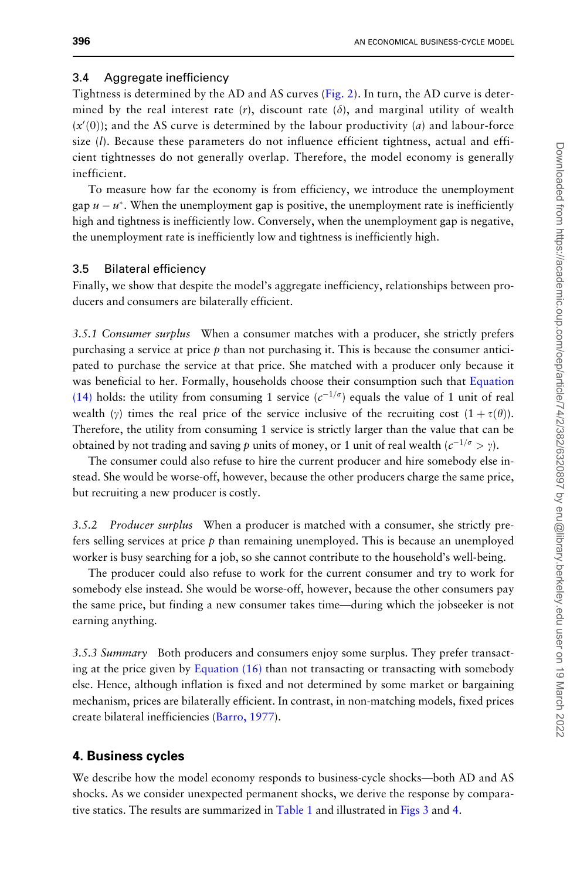### 3.4 Aggregate inefficiency

Tightness is determined by the AD and AS curves (Fig. 2). In turn, the AD curve is determined by the real interest rate ($r$), discount rate ($\delta$), and marginal utility of wealth ($x'(0)$); and the AS curve is determined by the labour productivity ($a$) and labour-force size ($l$). Because these parameters do not influence efficient tightness, actual and efficient tightnesses do not generally overlap. Therefore, the model economy is generally inefficient.

To measure how far the economy is from efficiency, we introduce the unemployment gap $u - u^*$. When the unemployment gap is positive, the unemployment rate is inefficiently high and tightness is inefficiently low. Conversely, when the unemployment gap is negative, the unemployment rate is inefficiently low and tightness is inefficiently high.

### 3.5 Bilateral efficiency

Finally, we show that despite the model's aggregate inefficiency, relationships between producers and consumers are bilaterally efficient.

*3.5.1 Consumer surplus* When a consumer matches with a producer, she strictly prefers purchasing a service at price $p$ than not purchasing it. This is because the consumer anticipated to purchase the service at that price. She matched with a producer only because it was beneficial to her. Formally, households choose their consumption such that Equation (14) holds: the utility from consuming 1 service ($c^{-1/\sigma}$) equals the value of 1 unit of real wealth ($\gamma$) times the real price of the service inclusive of the recruiting cost ($1 + \tau(\theta)$). Therefore, the utility from consuming 1 service is strictly larger than the value that can be obtained by not trading and saving $p$ units of money, or 1 unit of real wealth ($c^{-1/\sigma} > \gamma$).

The consumer could also refuse to hire the current producer and hire somebody else instead. She would be worse-off, however, because the other producers charge the same price, but recruiting a new producer is costly.

*3.5.2 Producer surplus* When a producer is matched with a consumer, she strictly prefers selling services at price $p$ than remaining unemployed. This is because an unemployed worker is busy searching for a job, so she cannot contribute to the household's well-being.

The producer could also refuse to work for the current consumer and try to work for somebody else instead. She would be worse-off, however, because the other consumers pay the same price, but finding a new consumer takes time—during which the jobseeker is not earning anything.

*3.5.3 Summary* Both producers and consumers enjoy some surplus. They prefer transacting at the price given by Equation (16) than not transacting or transacting with somebody else. Hence, although inflation is fixed and not determined by some market or bargaining mechanism, prices are bilaterally efficient. In contrast, in non-matching models, fixed prices create bilateral inefficiencies (Barro, 1977).

## 4. Business cycles

We describe how the model economy responds to business-cycle shocks—both AD and AS shocks. As we consider unexpected permanent shocks, we derive the response by comparative statics. The results are summarized in Table 1 and illustrated in Figs 3 and 4.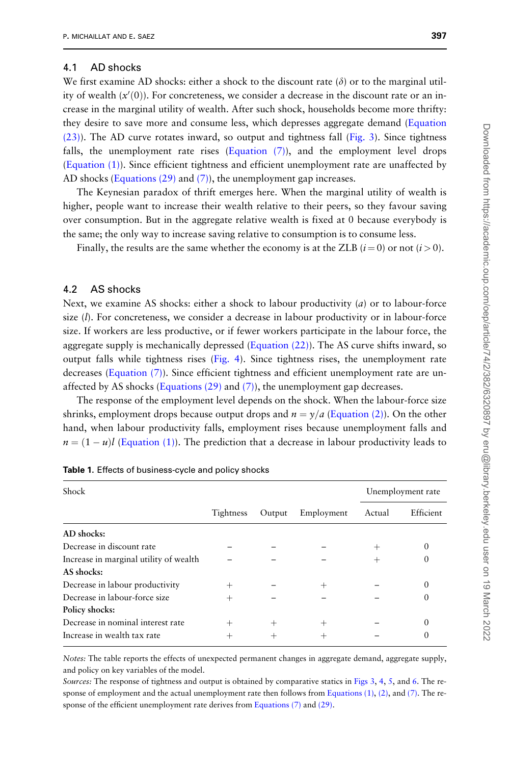### 4.1 AD shocks

We first examine AD shocks: either a shock to the discount rate ($\delta$) or to the marginal utility of wealth ($x'(0)$). For concreteness, we consider a decrease in the discount rate or an increase in the marginal utility of wealth. After such shock, households become more thrifty: they desire to save more and consume less, which depresses aggregate demand (Equation (23)). The AD curve rotates inward, so output and tightness fall (Fig. 3). Since tightness falls, the unemployment rate rises (Equation (7)), and the employment level drops (Equation (1)). Since efficient tightness and efficient unemployment rate are unaffected by AD shocks (Equations (29) and (7)), the unemployment gap increases.

The Keynesian paradox of thrift emerges here. When the marginal utility of wealth is higher, people want to increase their wealth relative to their peers, so they favour saving over consumption. But in the aggregate relative wealth is fixed at 0 because everybody is the same; the only way to increase saving relative to consumption is to consume less.

Finally, the results are the same whether the economy is at the ZLB ($i = 0$) or not ($i > 0$).

### 4.2 AS shocks

Next, we examine AS shocks: either a shock to labour productivity ($a$) or to labour-force size ($l$). For concreteness, we consider a decrease in labour productivity or in labour-force size. If workers are less productive, or if fewer workers participate in the labour force, the aggregate supply is mechanically depressed (Equation (22)). The AS curve shifts inward, so output falls while tightness rises (Fig. 4). Since tightness rises, the unemployment rate decreases (Equation (7)). Since efficient tightness and efficient unemployment rate are unaffected by AS shocks (Equations (29) and (7)), the unemployment gap decreases.

The response of the employment level depends on the shock. When the labour-force size shrinks, employment drops because output drops and $n = y/a$ (Equation (2)). On the other hand, when labour productivity falls, employment rises because unemployment falls and $n = (1 - u)l$ (Equation (1)). The prediction that a decrease in labour productivity leads to

**Table 1.** Effects of business-cycle and policy shocks

| Shock | Tightness | Output | Employment | Unemployment rate | |
|---|---|---|---|---|---|
| | | | | Actual | Efficient |
| **AD shocks:** | | | | | |
| Decrease in discount rate | − | − | − | + | 0 |
| Increase in marginal utility of wealth | − | − | − | + | 0 |
| **AS shocks:** | | | | | |
| Decrease in labour productivity | + | − | + | − | 0 |
| Decrease in labour-force size | + | − | − | − | 0 |
| **Policy shocks:** | | | | | |
| Decrease in nominal interest rate | + | + | + | − | 0 |
| Increase in wealth tax rate | + | + | + | − | 0 |

*Notes:* The table reports the effects of unexpected permanent changes in aggregate demand, aggregate supply, and policy on key variables of the model.

*Sources:* The response of tightness and output is obtained by comparative statics in Figs 3, 4, 5, and 6. The response of employment and the actual unemployment rate then follows from Equations (1), (2), and (7). The response of the efficient unemployment rate derives from Equations (7) and (29).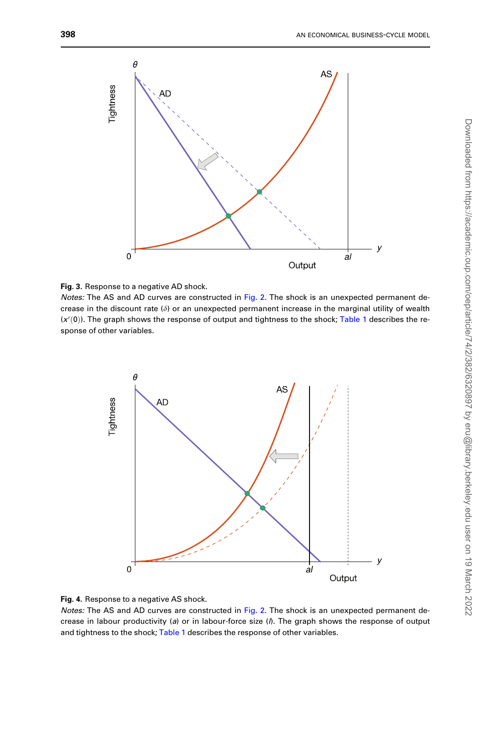θ

Tightness

AD

AS

0

al

y

Output

**Fig. 3.** Response to a negative AD shock.

*Notes:* The AS and AD curves are constructed in Fig. 2. The shock is an unexpected permanent decrease in the discount rate ($\delta$) or an unexpected permanent increase in the marginal utility of wealth ($x'(0)$). The graph shows the response of output and tightness to the shock; Table 1 describes the response of other variables.

θ

Tightness

AD

AS

0

al

y

Output

**Fig. 4.** Response to a negative AS shock.

*Notes:* The AS and AD curves are constructed in Fig. 2. The shock is an unexpected permanent decrease in labour productivity ($a$) or in labour-force size ($l$). The graph shows the response of output and tightness to the shock; Table 1 describes the response of other variables.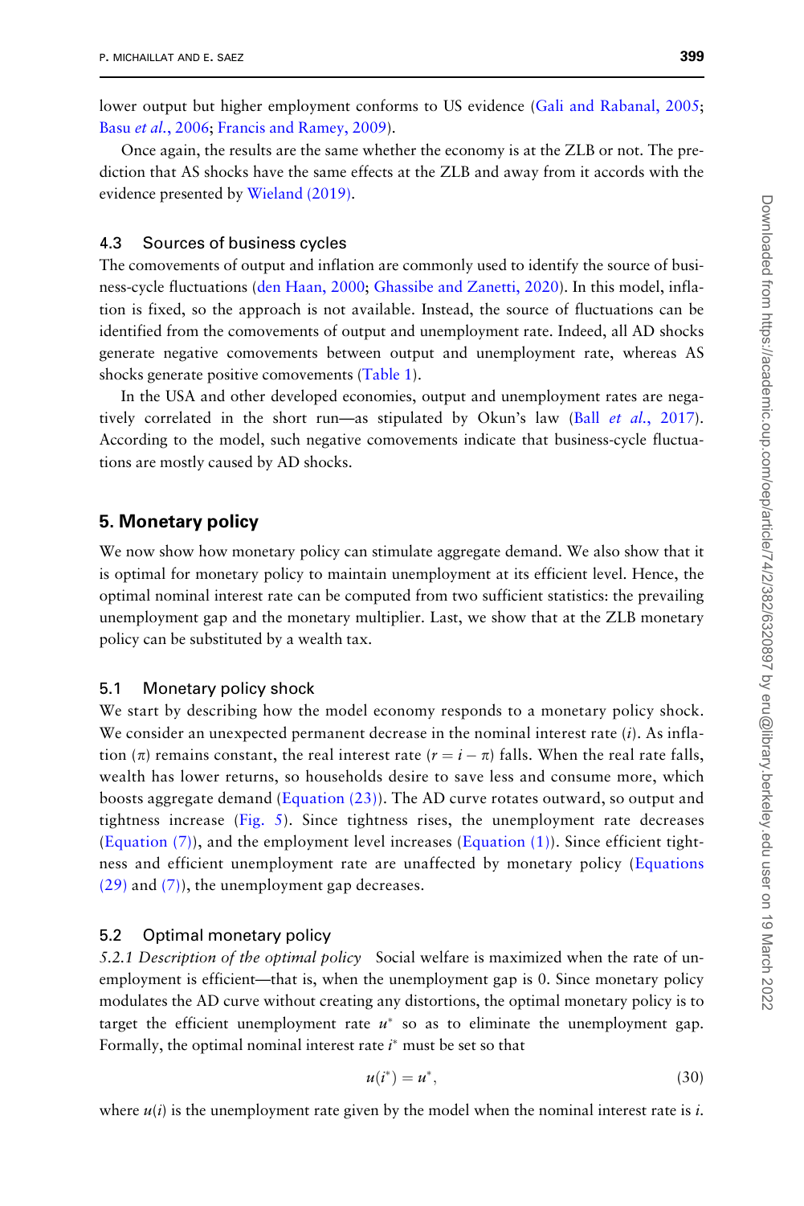lower output but higher employment conforms to US evidence (Gali and Rabanal, 2005; Basu *et al.*, 2006; Francis and Ramey, 2009).

Once again, the results are the same whether the economy is at the ZLB or not. The prediction that AS shocks have the same effects at the ZLB and away from it accords with the evidence presented by Wieland (2019).

### 4.3 Sources of business cycles

The comovements of output and inflation are commonly used to identify the source of business-cycle fluctuations (den Haan, 2000; Ghassibe and Zanetti, 2020). In this model, inflation is fixed, so the approach is not available. Instead, the source of fluctuations can be identified from the comovements of output and unemployment rate. Indeed, all AD shocks generate negative comovements between output and unemployment rate, whereas AS shocks generate positive comovements (Table 1).

In the USA and other developed economies, output and unemployment rates are negatively correlated in the short run—as stipulated by Okun's law (Ball *et al.*, 2017). According to the model, such negative comovements indicate that business-cycle fluctuations are mostly caused by AD shocks.

## 5. Monetary policy

We now show how monetary policy can stimulate aggregate demand. We also show that it is optimal for monetary policy to maintain unemployment at its efficient level. Hence, the optimal nominal interest rate can be computed from two sufficient statistics: the prevailing unemployment gap and the monetary multiplier. Last, we show that at the ZLB monetary policy can be substituted by a wealth tax.

### 5.1 Monetary policy shock

We start by describing how the model economy responds to a monetary policy shock. We consider an unexpected permanent decrease in the nominal interest rate ($i$). As inflation ($\pi$) remains constant, the real interest rate ($r = i - \pi$) falls. When the real rate falls, wealth has lower returns, so households desire to save less and consume more, which boosts aggregate demand (Equation (23)). The AD curve rotates outward, so output and tightness increase (Fig. 5). Since tightness rises, the unemployment rate decreases (Equation (7)), and the employment level increases (Equation (1)). Since efficient tightness and efficient unemployment rate are unaffected by monetary policy (Equations (29) and (7)), the unemployment gap decreases.

### 5.2 Optimal monetary policy

*5.2.1 Description of the optimal policy* Social welfare is maximized when the rate of unemployment is efficient—that is, when the unemployment gap is 0. Since monetary policy modulates the AD curve without creating any distortions, the optimal monetary policy is to target the efficient unemployment rate $u^*$ so as to eliminate the unemployment gap. Formally, the optimal nominal interest rate $i^*$ must be set so that

$$u(i^*) = u^*, \tag{30}$$

where $u(i)$ is the unemployment rate given by the model when the nominal interest rate is $i$.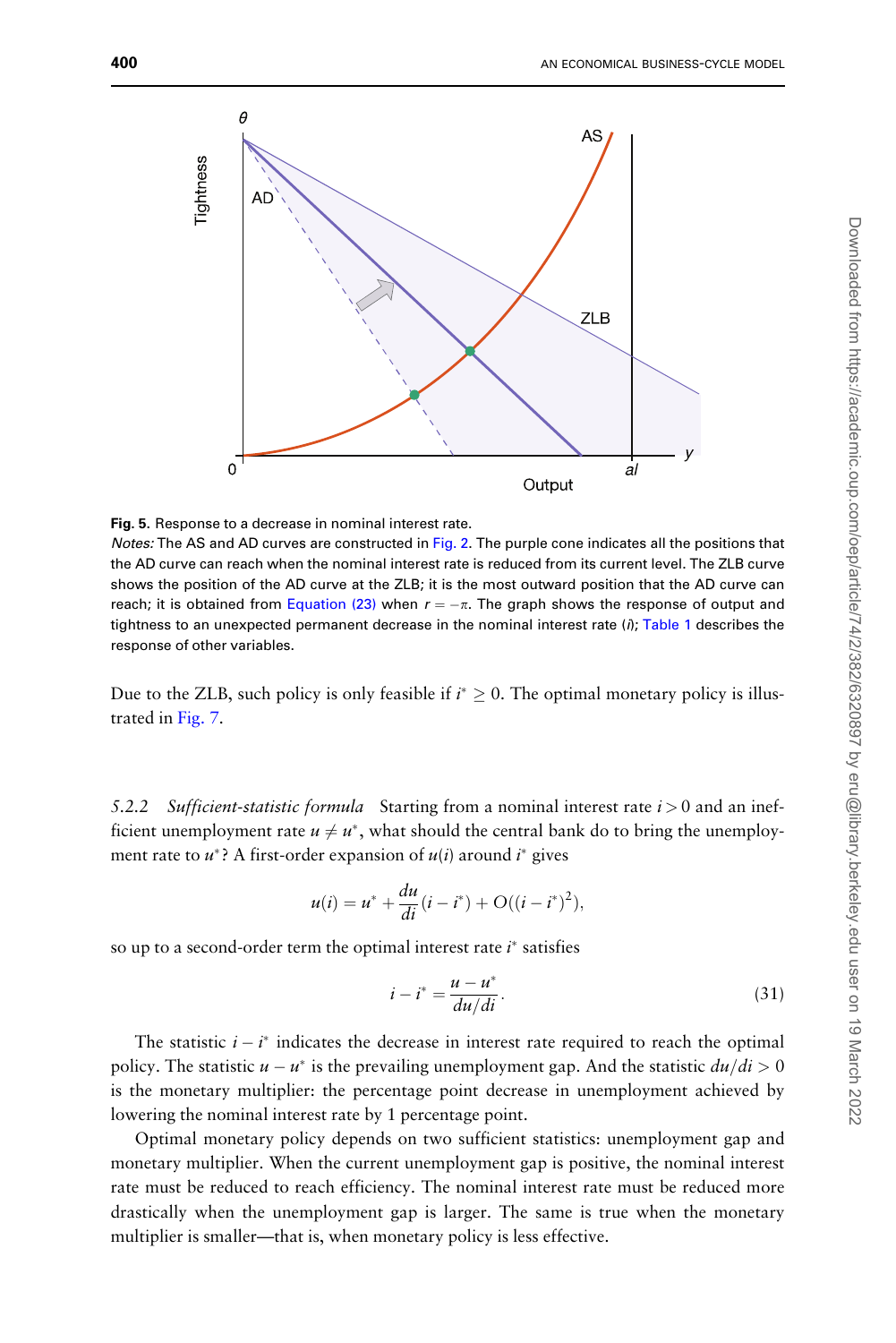θ

Tightness

AS

AD

ZLB

0

Output

$al$

$y$

**Fig. 5.** Response to a decrease in nominal interest rate.

*Notes:* The AS and AD curves are constructed in Fig. 2. The purple cone indicates all the positions that the AD curve can reach when the nominal interest rate is reduced from its current level. The ZLB curve shows the position of the AD curve at the ZLB; it is the most outward position that the AD curve can reach; it is obtained from Equation (23) when $r = -\pi$. The graph shows the response of output and tightness to an unexpected permanent decrease in the nominal interest rate ($i$); Table 1 describes the response of other variables.

Due to the ZLB, such policy is only feasible if $i^* \geq 0$. The optimal monetary policy is illustrated in Fig. 7.

#### 5.2.2 *Sufficient-statistic formula*

Starting from a nominal interest rate $i > 0$ and an inefficient unemployment rate $u \neq u^*$, what should the central bank do to bring the unemployment rate to $u^*$? A first-order expansion of $u(i)$ around $i^*$ gives

$$u(i) = u^* + \frac{du}{di}(i - i^*) + \mathrm{O}((i - i^*)^2),$$

so up to a second-order term the optimal interest rate $i^*$ satisfies

$$i - i^* = \frac{u - u^*}{du/di}. \tag{31}$$

The statistic $i - i^*$ indicates the decrease in interest rate required to reach the optimal policy. The statistic $u - u^*$ is the prevailing unemployment gap. And the statistic $du/di > 0$ is the monetary multiplier: the percentage point decrease in unemployment achieved by lowering the nominal interest rate by 1 percentage point.

Optimal monetary policy depends on two sufficient statistics: unemployment gap and monetary multiplier. When the current unemployment gap is positive, the nominal interest rate must be reduced to reach efficiency. The nominal interest rate must be reduced more drastically when the unemployment gap is larger. The same is true when the monetary multiplier is smaller—that is, when monetary policy is less effective.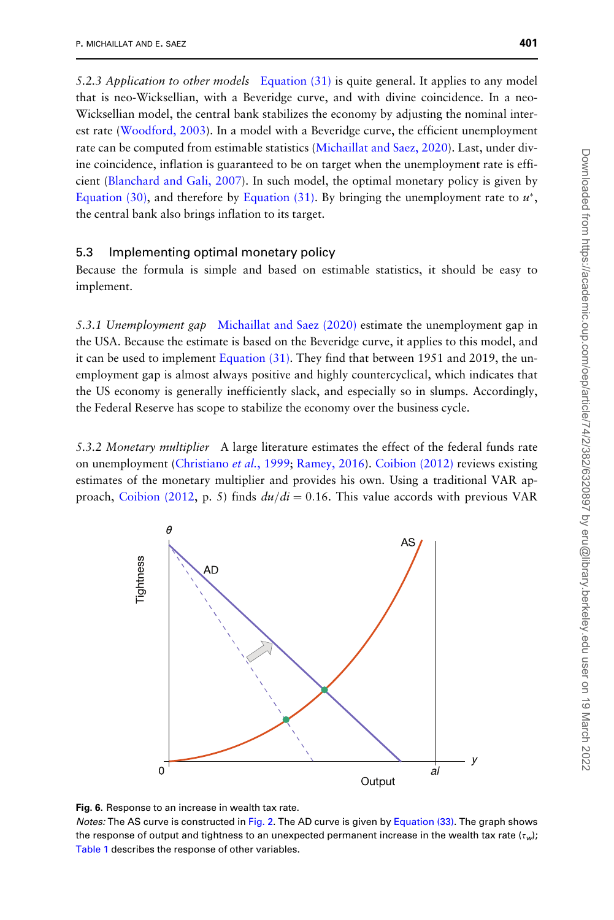*5.2.3 Application to other models* Equation (31) is quite general. It applies to any model that is neo-Wicksellian, with a Beveridge curve, and with divine coincidence. In a neo-Wicksellian model, the central bank stabilizes the economy by adjusting the nominal interest rate (Woodford, 2003). In a model with a Beveridge curve, the efficient unemployment rate can be computed from estimable statistics (Michaillat and Saez, 2020). Last, under divine coincidence, inflation is guaranteed to be on target when the unemployment rate is efficient (Blanchard and Gali, 2007). In such model, the optimal monetary policy is given by Equation (30), and therefore by Equation (31). By bringing the unemployment rate to $u^*$, the central bank also brings inflation to its target.

## 5.3 Implementing optimal monetary policy

Because the formula is simple and based on estimable statistics, it should be easy to implement.

*5.3.1 Unemployment gap* Michaillat and Saez (2020) estimate the unemployment gap in the USA. Because the estimate is based on the Beveridge curve, it applies to this model, and it can be used to implement Equation (31). They find that between 1951 and 2019, the unemployment gap is almost always positive and highly countercyclical, which indicates that the US economy is generally inefficiently slack, and especially so in slumps. Accordingly, the Federal Reserve has scope to stabilize the economy over the business cycle.

*5.3.2 Monetary multiplier* A large literature estimates the effect of the federal funds rate on unemployment (Christiano *et al.*, 1999; Ramey, 2016). Coibion (2012) reviews existing estimates of the monetary multiplier and provides his own. Using a traditional VAR approach, Coibion (2012, p. 5) finds $du/di = 0.16$. This value accords with previous VAR

θ
Tightness
AD
AS
0
Output
$y$
$al$

**Fig. 6.** Response to an increase in wealth tax rate.

*Notes:* The AS curve is constructed in Fig. 2. The AD curve is given by Equation (33). The graph shows the response of output and tightness to an unexpected permanent increase in the wealth tax rate ($\tau_w$); Table 1 describes the response of other variables.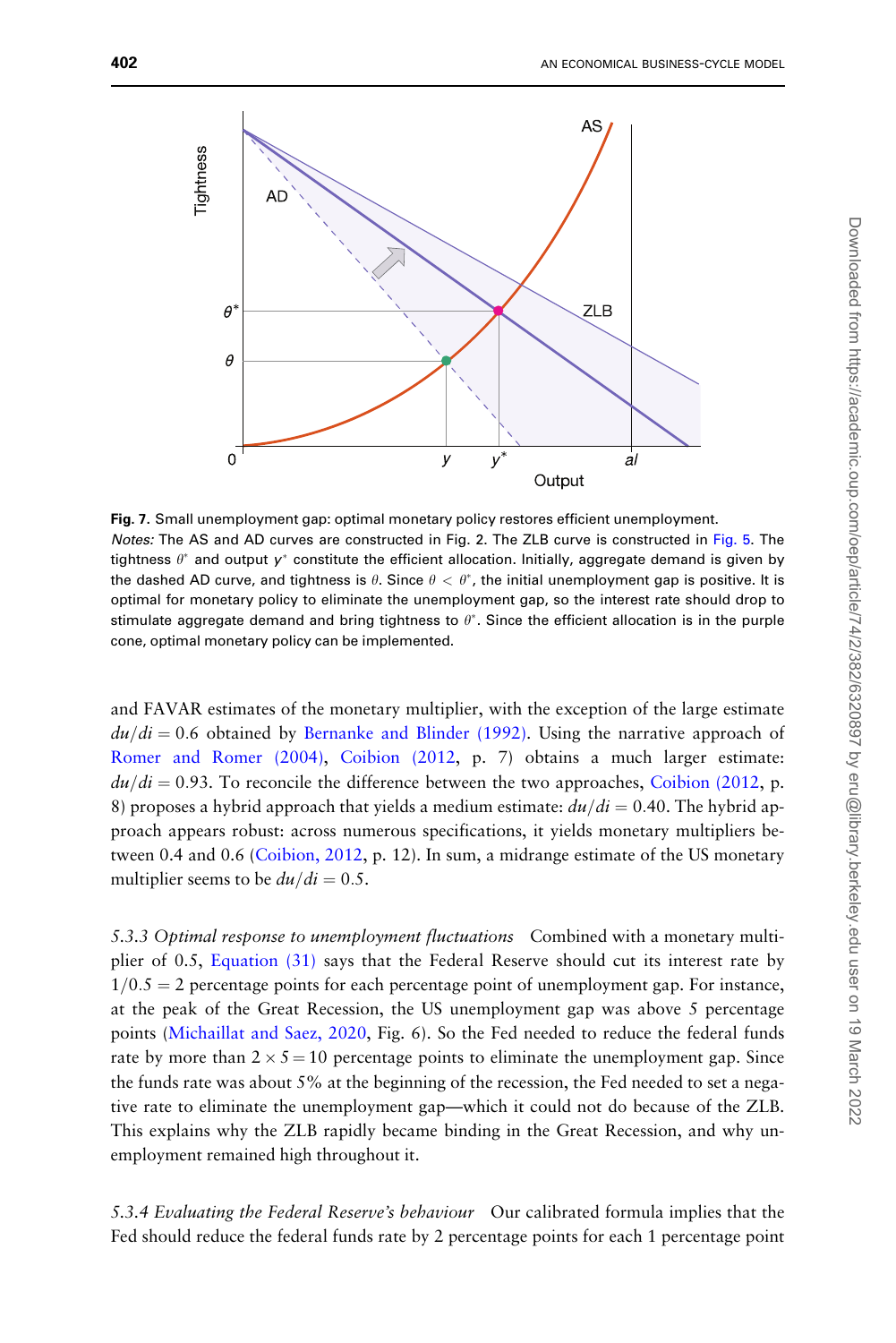**Fig. 7.** Small unemployment gap: optimal monetary policy restores efficient unemployment.
*Notes:* The AS and AD curves are constructed in Fig. 2. The ZLB curve is constructed in Fig. 5. The tightness $\theta^*$ and output $y^*$ constitute the efficient allocation. Initially, aggregate demand is given by the dashed AD curve, and tightness is $\theta$. Since $\theta < \theta^*$, the initial unemployment gap is positive. It is optimal for monetary policy to eliminate the unemployment gap, so the interest rate should drop to stimulate aggregate demand and bring tightness to $\theta^*$. Since the efficient allocation is in the purple cone, optimal monetary policy can be implemented.

and FAVAR estimates of the monetary multiplier, with the exception of the large estimate $du/di = 0.6$ obtained by Bernanke and Blinder (1992). Using the narrative approach of Romer and Romer (2004), Coibion (2012, p. 7) obtains a much larger estimate: $du/di = 0.93$. To reconcile the difference between the two approaches, Coibion (2012, p. 8) proposes a hybrid approach that yields a medium estimate: $du/di = 0.40$. The hybrid approach appears robust: across numerous specifications, it yields monetary multipliers between 0.4 and 0.6 (Coibion, 2012, p. 12). In sum, a midrange estimate of the US monetary multiplier seems to be $du/di = 0.5$.

*5.3.3 Optimal response to unemployment fluctuations* Combined with a monetary multiplier of 0.5, Equation (31) says that the Federal Reserve should cut its interest rate by $1/0.5 = 2$ percentage points for each percentage point of unemployment gap. For instance, at the peak of the Great Recession, the US unemployment gap was above 5 percentage points (Michaillat and Saez, 2020, Fig. 6). So the Fed needed to reduce the federal funds rate by more than $2 \times 5 = 10$ percentage points to eliminate the unemployment gap. Since the funds rate was about 5% at the beginning of the recession, the Fed needed to set a negative rate to eliminate the unemployment gap—which it could not do because of the ZLB. This explains why the ZLB rapidly became binding in the Great Recession, and why unemployment remained high throughout it.

*5.3.4 Evaluating the Federal Reserve's behaviour* Our calibrated formula implies that the Fed should reduce the federal funds rate by 2 percentage points for each 1 percentage point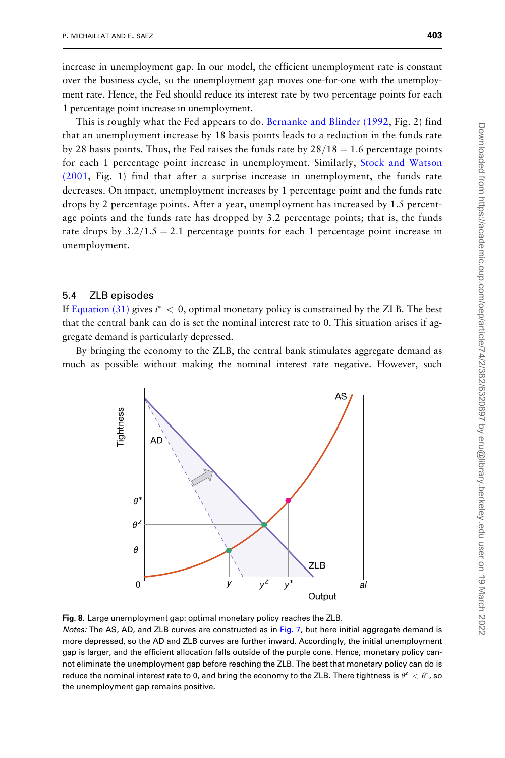increase in unemployment gap. In our model, the efficient unemployment rate is constant over the business cycle, so the unemployment gap moves one-for-one with the unemployment rate. Hence, the Fed should reduce its interest rate by two percentage points for each 1 percentage point increase in unemployment.

This is roughly what the Fed appears to do. Bernanke and Blinder (1992, Fig. 2) find that an unemployment increase by 18 basis points leads to a reduction in the funds rate by 28 basis points. Thus, the Fed raises the funds rate by $28/18 = 1.6$ percentage points for each 1 percentage point increase in unemployment. Similarly, Stock and Watson (2001, Fig. 1) find that after a surprise increase in unemployment, the funds rate decreases. On impact, unemployment increases by 1 percentage point and the funds rate drops by 2 percentage points. After a year, unemployment has increased by 1.5 percentage points and the funds rate has dropped by 3.2 percentage points; that is, the funds rate drops by $3.2/1.5 = 2.1$ percentage points for each 1 percentage point increase in unemployment.

### 5.4 ZLB episodes

If Equation (31) gives $i^* < 0$, optimal monetary policy is constrained by the ZLB. The best that the central bank can do is set the nominal interest rate to 0. This situation arises if aggregate demand is particularly depressed.

By bringing the economy to the ZLB, the central bank stimulates aggregate demand as much as possible without making the nominal interest rate negative. However, such

Tightness
AS
AD
ZLB
$\theta^*$
$\theta^z$
$\theta$
0
$y$
$y^z$
$y^*$
$al$
Output

**Fig. 8.** Large unemployment gap: optimal monetary policy reaches the ZLB.
*Notes:* The AS, AD, and ZLB curves are constructed as in Fig. 7, but here initial aggregate demand is more depressed, so the AD and ZLB curves are further inward. Accordingly, the initial unemployment gap is larger, and the efficient allocation falls outside of the purple cone. Hence, monetary policy cannot eliminate the unemployment gap before reaching the ZLB. The best that monetary policy can do is reduce the nominal interest rate to 0, and bring the economy to the ZLB. There tightness is $\theta^z < \theta^*$, so the unemployment gap remains positive.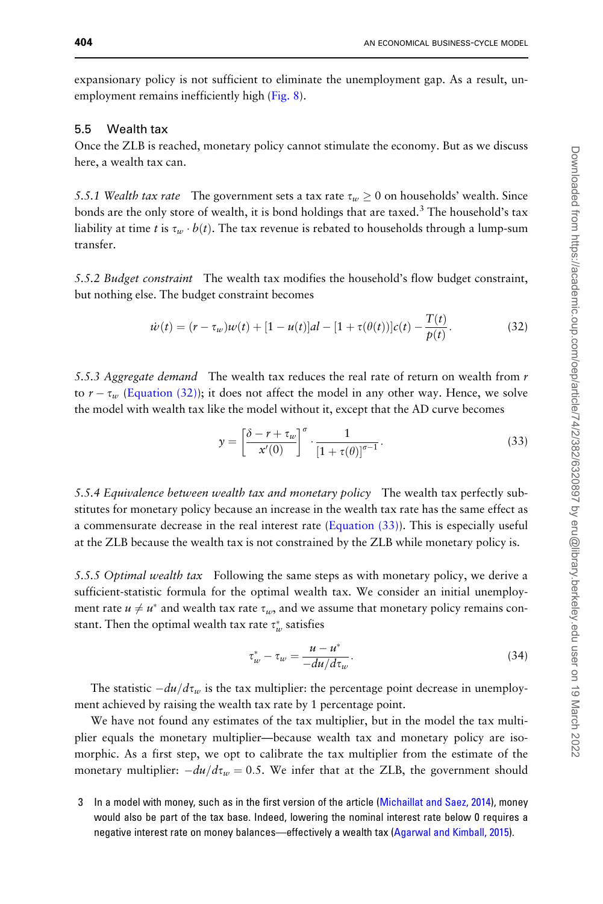expansionary policy is not sufficient to eliminate the unemployment gap. As a result, unemployment remains inefficiently high (Fig. 8).

## 5.5 Wealth tax

Once the ZLB is reached, monetary policy cannot stimulate the economy. But as we discuss here, a wealth tax can.

*5.5.1 Wealth tax rate* The government sets a tax rate $\tau_w \geq 0$ on households' wealth. Since bonds are the only store of wealth, it is bond holdings that are taxed.[3] The household's tax liability at time $t$ is $\tau_w \cdot b(t)$. The tax revenue is rebated to households through a lump-sum transfer.

*5.5.2 Budget constraint* The wealth tax modifies the household's flow budget constraint, but nothing else. The budget constraint becomes

$$\dot{w}(t) = (r - \tau_w)w(t) + [1 - u(t)]al - [1 + \tau(\theta(t))]c(t) - \frac{T(t)}{p(t)}. \tag{32}$$

*5.5.3 Aggregate demand* The wealth tax reduces the real rate of return on wealth from $r$ to $r - \tau_w$ (Equation (32)); it does not affect the model in any other way. Hence, we solve the model with wealth tax like the model without it, except that the AD curve becomes

$$y = \left[\frac{\delta - r + \tau_w}{x'(0)}\right]^{\sigma} \cdot \frac{1}{[1 + \tau(\theta)]^{\sigma - 1}}. \tag{33}$$

*5.5.4 Equivalence between wealth tax and monetary policy* The wealth tax perfectly substitutes for monetary policy because an increase in the wealth tax rate has the same effect as a commensurate decrease in the real interest rate (Equation (33)). This is especially useful at the ZLB because the wealth tax is not constrained by the ZLB while monetary policy is.

*5.5.5 Optimal wealth tax* Following the same steps as with monetary policy, we derive a sufficient-statistic formula for the optimal wealth tax. We consider an initial unemployment rate $u \neq u^*$ and wealth tax rate $\tau_w$, and we assume that monetary policy remains constant. Then the optimal wealth tax rate $\tau_w^*$ satisfies

$$\tau_w^* - \tau_w = \frac{u - u^*}{-du/d\tau_w}. \tag{34}$$

The statistic $-du/d\tau_w$ is the tax multiplier: the percentage point decrease in unemployment achieved by raising the wealth tax rate by 1 percentage point.

We have not found any estimates of the tax multiplier, but in the model the tax multiplier equals the monetary multiplier—because wealth tax and monetary policy are isomorphic. As a first step, we opt to calibrate the tax multiplier from the estimate of the monetary multiplier: $-du/d\tau_w = 0.5$. We infer that at the ZLB, the government should

3 In a model with money, such as in the first version of the article (Michaillat and Saez, 2014), money would also be part of the tax base. Indeed, lowering the nominal interest rate below 0 requires a negative interest rate on money balances—effectively a wealth tax (Agarwal and Kimball, 2015).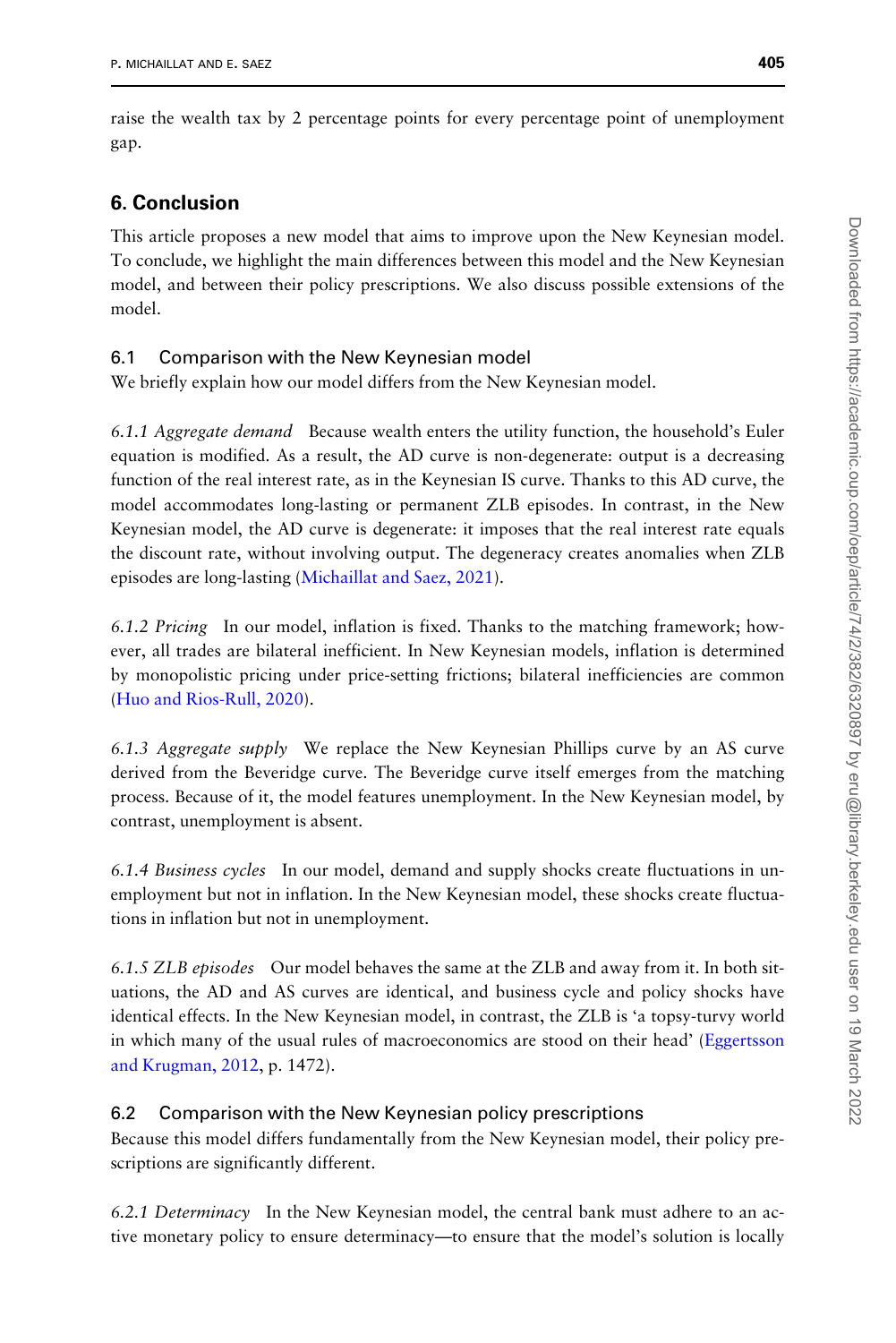raise the wealth tax by 2 percentage points for every percentage point of unemployment gap.

## 6. Conclusion

This article proposes a new model that aims to improve upon the New Keynesian model. To conclude, we highlight the main differences between this model and the New Keynesian model, and between their policy prescriptions. We also discuss possible extensions of the model.

### 6.1 Comparison with the New Keynesian model

We briefly explain how our model differs from the New Keynesian model.

*6.1.1 Aggregate demand* Because wealth enters the utility function, the household's Euler equation is modified. As a result, the AD curve is non-degenerate: output is a decreasing function of the real interest rate, as in the Keynesian IS curve. Thanks to this AD curve, the model accommodates long-lasting or permanent ZLB episodes. In contrast, in the New Keynesian model, the AD curve is degenerate: it imposes that the real interest rate equals the discount rate, without involving output. The degeneracy creates anomalies when ZLB episodes are long-lasting (Michaillat and Saez, 2021).

*6.1.2 Pricing* In our model, inflation is fixed. Thanks to the matching framework; however, all trades are bilateral inefficient. In New Keynesian models, inflation is determined by monopolistic pricing under price-setting frictions; bilateral inefficiencies are common (Huo and Rios-Rull, 2020).

*6.1.3 Aggregate supply* We replace the New Keynesian Phillips curve by an AS curve derived from the Beveridge curve. The Beveridge curve itself emerges from the matching process. Because of it, the model features unemployment. In the New Keynesian model, by contrast, unemployment is absent.

*6.1.4 Business cycles* In our model, demand and supply shocks create fluctuations in unemployment but not in inflation. In the New Keynesian model, these shocks create fluctuations in inflation but not in unemployment.

*6.1.5 ZLB episodes* Our model behaves the same at the ZLB and away from it. In both situations, the AD and AS curves are identical, and business cycle and policy shocks have identical effects. In the New Keynesian model, in contrast, the ZLB is 'a topsy-turvy world in which many of the usual rules of macroeconomics are stood on their head' (Eggertsson and Krugman, 2012, p. 1472).

### 6.2 Comparison with the New Keynesian policy prescriptions

Because this model differs fundamentally from the New Keynesian model, their policy prescriptions are significantly different.

*6.2.1 Determinacy* In the New Keynesian model, the central bank must adhere to an active monetary policy to ensure determinacy—to ensure that the model's solution is locally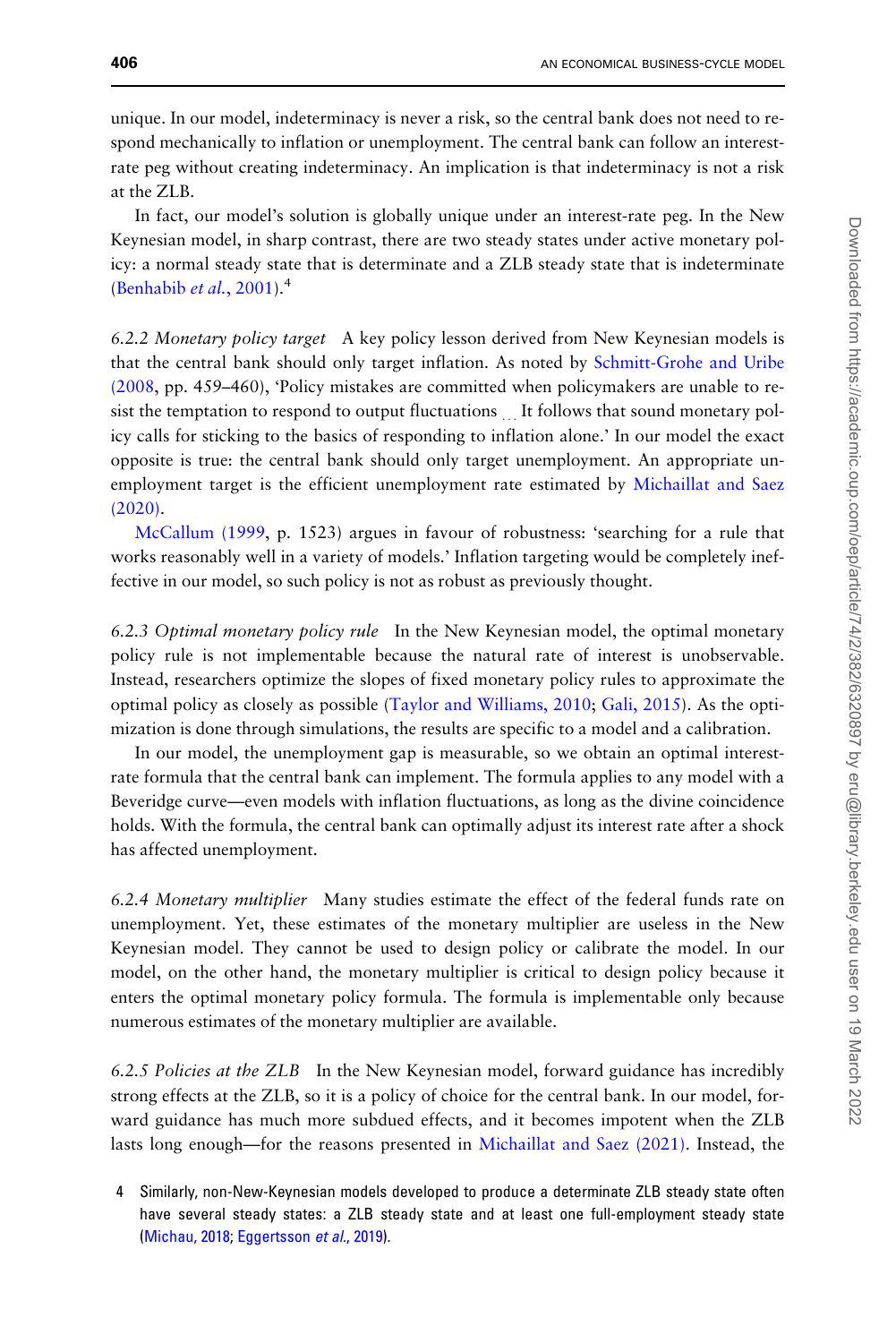unique. In our model, indeterminacy is never a risk, so the central bank does not need to respond mechanically to inflation or unemployment. The central bank can follow an interest-rate peg without creating indeterminacy. An implication is that indeterminacy is not a risk at the ZLB.

In fact, our model's solution is globally unique under an interest-rate peg. In the New Keynesian model, in sharp contrast, there are two steady states under active monetary policy: a normal steady state that is determinate and a ZLB steady state that is indeterminate (Benhabib *et al.*, 2001).[4]

*6.2.2 Monetary policy target* A key policy lesson derived from New Keynesian models is that the central bank should only target inflation. As noted by Schmitt-Grohe and Uribe (2008, pp. 459–460), 'Policy mistakes are committed when policymakers are unable to resist the temptation to respond to output fluctuations … It follows that sound monetary policy calls for sticking to the basics of responding to inflation alone.' In our model the exact opposite is true: the central bank should only target unemployment. An appropriate unemployment target is the efficient unemployment rate estimated by Michaillat and Saez (2020).

McCallum (1999, p. 1523) argues in favour of robustness: 'searching for a rule that works reasonably well in a variety of models.' Inflation targeting would be completely ineffective in our model, so such policy is not as robust as previously thought.

*6.2.3 Optimal monetary policy rule* In the New Keynesian model, the optimal monetary policy rule is not implementable because the natural rate of interest is unobservable. Instead, researchers optimize the slopes of fixed monetary policy rules to approximate the optimal policy as closely as possible (Taylor and Williams, 2010; Gali, 2015). As the optimization is done through simulations, the results are specific to a model and a calibration.

In our model, the unemployment gap is measurable, so we obtain an optimal interest-rate formula that the central bank can implement. The formula applies to any model with a Beveridge curve—even models with inflation fluctuations, as long as the divine coincidence holds. With the formula, the central bank can optimally adjust its interest rate after a shock has affected unemployment.

*6.2.4 Monetary multiplier* Many studies estimate the effect of the federal funds rate on unemployment. Yet, these estimates of the monetary multiplier are useless in the New Keynesian model. They cannot be used to design policy or calibrate the model. In our model, on the other hand, the monetary multiplier is critical to design policy because it enters the optimal monetary policy formula. The formula is implementable only because numerous estimates of the monetary multiplier are available.

*6.2.5 Policies at the ZLB* In the New Keynesian model, forward guidance has incredibly strong effects at the ZLB, so it is a policy of choice for the central bank. In our model, forward guidance has much more subdued effects, and it becomes impotent when the ZLB lasts long enough—for the reasons presented in Michaillat and Saez (2021). Instead, the

4 Similarly, non-New-Keynesian models developed to produce a determinate ZLB steady state often have several steady states: a ZLB steady state and at least one full-employment steady state (Michau, 2018; Eggertsson *et al.*, 2019).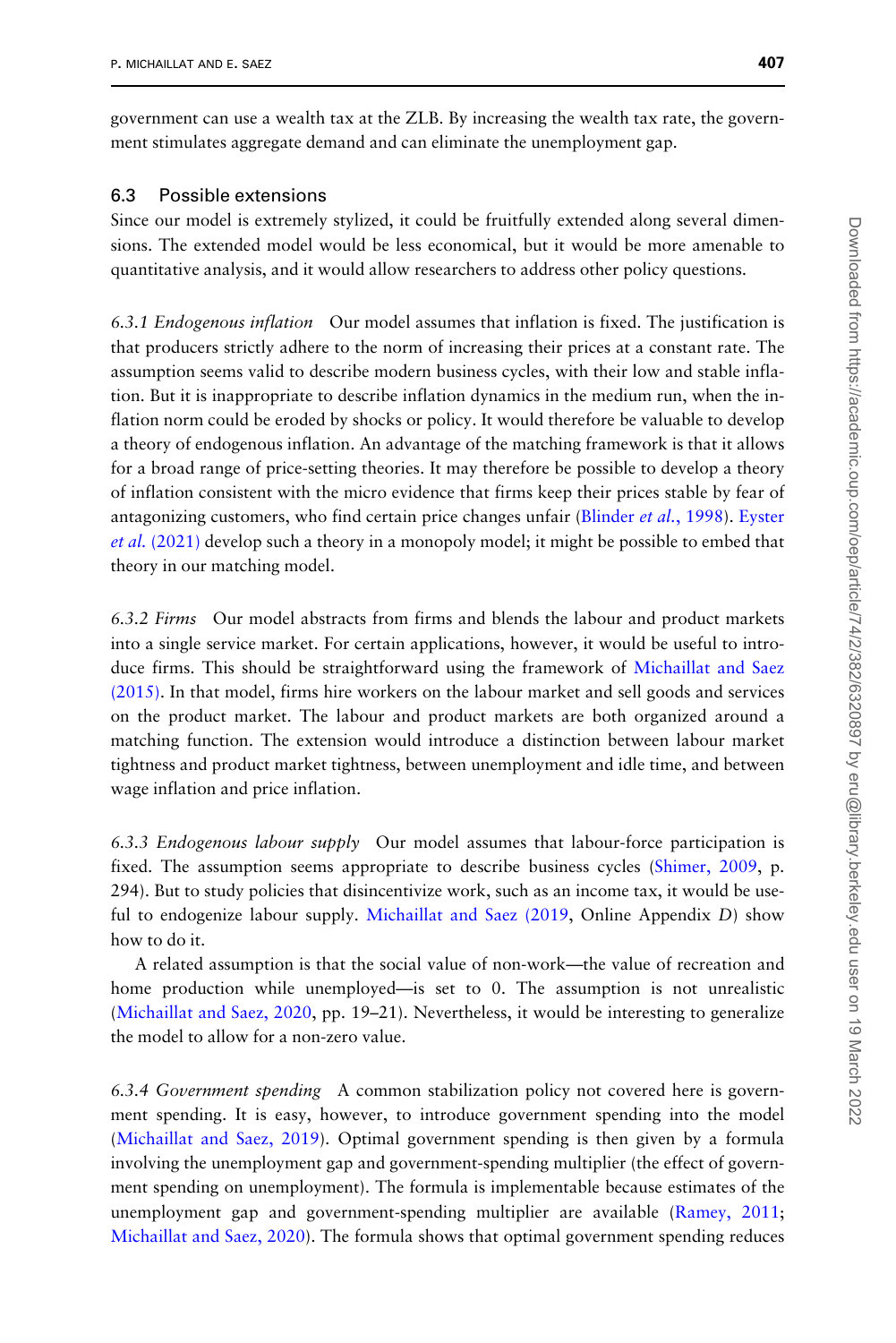government can use a wealth tax at the ZLB. By increasing the wealth tax rate, the government stimulates aggregate demand and can eliminate the unemployment gap.

## 6.3 Possible extensions

Since our model is extremely stylized, it could be fruitfully extended along several dimensions. The extended model would be less economical, but it would be more amenable to quantitative analysis, and it would allow researchers to address other policy questions.

*6.3.1 Endogenous inflation* Our model assumes that inflation is fixed. The justification is that producers strictly adhere to the norm of increasing their prices at a constant rate. The assumption seems valid to describe modern business cycles, with their low and stable inflation. But it is inappropriate to describe inflation dynamics in the medium run, when the inflation norm could be eroded by shocks or policy. It would therefore be valuable to develop a theory of endogenous inflation. An advantage of the matching framework is that it allows for a broad range of price-setting theories. It may therefore be possible to develop a theory of inflation consistent with the micro evidence that firms keep their prices stable by fear of antagonizing customers, who find certain price changes unfair (Blinder *et al.*, 1998). Eyster *et al.* (2021) develop such a theory in a monopoly model; it might be possible to embed that theory in our matching model.

*6.3.2 Firms* Our model abstracts from firms and blends the labour and product markets into a single service market. For certain applications, however, it would be useful to introduce firms. This should be straightforward using the framework of Michaillat and Saez (2015). In that model, firms hire workers on the labour market and sell goods and services on the product market. The labour and product markets are both organized around a matching function. The extension would introduce a distinction between labour market tightness and product market tightness, between unemployment and idle time, and between wage inflation and price inflation.

*6.3.3 Endogenous labour supply* Our model assumes that labour-force participation is fixed. The assumption seems appropriate to describe business cycles (Shimer, 2009, p. 294). But to study policies that disincentivize work, such as an income tax, it would be useful to endogenize labour supply. Michaillat and Saez (2019, Online Appendix *D*) show how to do it.

A related assumption is that the social value of non-work—the value of recreation and home production while unemployed—is set to 0. The assumption is not unrealistic (Michaillat and Saez, 2020, pp. 19–21). Nevertheless, it would be interesting to generalize the model to allow for a non-zero value.

*6.3.4 Government spending* A common stabilization policy not covered here is government spending. It is easy, however, to introduce government spending into the model (Michaillat and Saez, 2019). Optimal government spending is then given by a formula involving the unemployment gap and government-spending multiplier (the effect of government spending on unemployment). The formula is implementable because estimates of the unemployment gap and government-spending multiplier are available (Ramey, 2011; Michaillat and Saez, 2020). The formula shows that optimal government spending reduces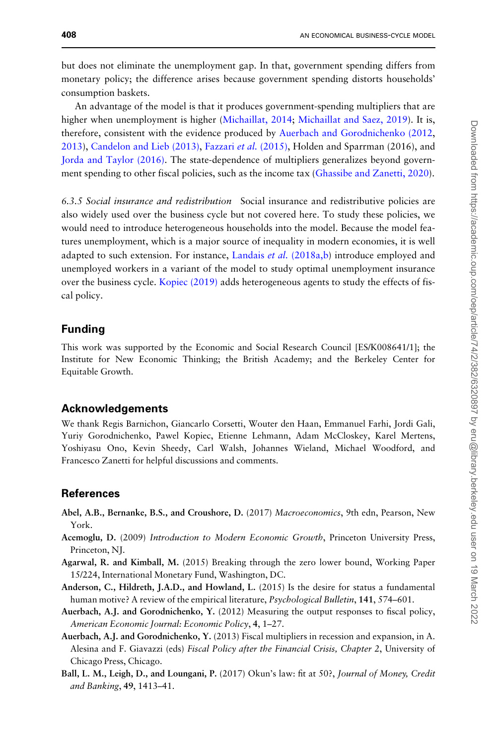but does not eliminate the unemployment gap. In that, government spending differs from monetary policy; the difference arises because government spending distorts households' consumption baskets.

An advantage of the model is that it produces government-spending multipliers that are higher when unemployment is higher (Michaillat, 2014; Michaillat and Saez, 2019). It is, therefore, consistent with the evidence produced by Auerbach and Gorodnichenko (2012, 2013), Candelon and Lieb (2013), Fazzari *et al.* (2015), Holden and Sparrman (2016), and Jorda and Taylor (2016). The state-dependence of multipliers generalizes beyond government spending to other fiscal policies, such as the income tax (Ghassibe and Zanetti, 2020).

*6.3.5 Social insurance and redistribution* Social insurance and redistributive policies are also widely used over the business cycle but not covered here. To study these policies, we would need to introduce heterogeneous households into the model. Because the model features unemployment, which is a major source of inequality in modern economies, it is well adapted to such extension. For instance, Landais *et al.* (2018a,b) introduce employed and unemployed workers in a variant of the model to study optimal unemployment insurance over the business cycle. Kopiec (2019) adds heterogeneous agents to study the effects of fiscal policy.

## Funding

This work was supported by the Economic and Social Research Council [ES/K008641/1]; the Institute for New Economic Thinking; the British Academy; and the Berkeley Center for Equitable Growth.

## Acknowledgements

We thank Regis Barnichon, Giancarlo Corsetti, Wouter den Haan, Emmanuel Farhi, Jordi Gali, Yuriy Gorodnichenko, Pawel Kopiec, Etienne Lehmann, Adam McCloskey, Karel Mertens, Yoshiyasu Ono, Kevin Sheedy, Carl Walsh, Johannes Wieland, Michael Woodford, and Francesco Zanetti for helpful discussions and comments.

## References

**Abel, A.B., Bernanke, B.S., and Croushore, D.** (2017) *Macroeconomics*, 9th edn, Pearson, New York.

**Acemoglu, D.** (2009) *Introduction to Modern Economic Growth*, Princeton University Press, Princeton, NJ.

**Agarwal, R. and Kimball, M.** (2015) Breaking through the zero lower bound, Working Paper 15/224, International Monetary Fund, Washington, DC.

**Anderson, C., Hildreth, J.A.D., and Howland, L.** (2015) Is the desire for status a fundamental human motive? A review of the empirical literature, *Psychological Bulletin*, **141**, 574–601.

**Auerbach, A.J. and Gorodnichenko, Y.** (2012) Measuring the output responses to fiscal policy, *American Economic Journal: Economic Policy*, **4**, 1–27.

**Auerbach, A.J. and Gorodnichenko, Y.** (2013) Fiscal multipliers in recession and expansion, in A. Alesina and F. Giavazzi (eds) *Fiscal Policy after the Financial Crisis, Chapter 2*, University of Chicago Press, Chicago.

**Ball, L. M., Leigh, D., and Loungani, P.** (2017) Okun's law: fit at 50?, *Journal of Money, Credit and Banking*, **49**, 1413–41.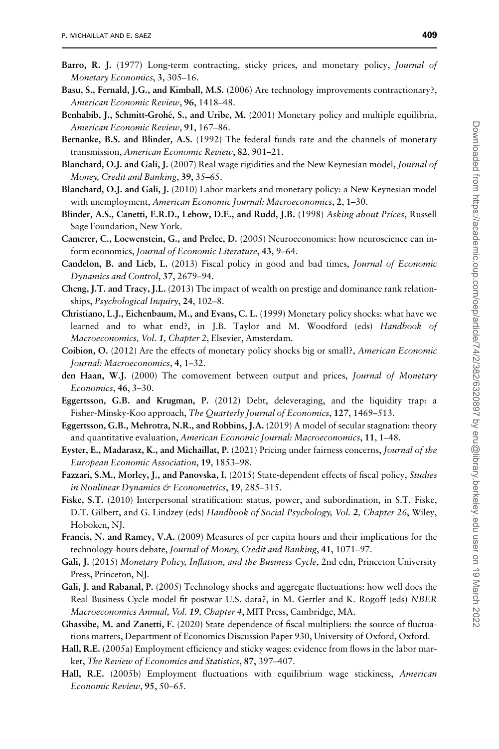**Barro, R. J.** (1977) Long-term contracting, sticky prices, and monetary policy, *Journal of Monetary Economics*, **3**, 305–16.

**Basu, S., Fernald, J.G., and Kimball, M.S.** (2006) Are technology improvements contractionary?, *American Economic Review*, **96**, 1418–48.

**Benhabib, J., Schmitt-Grohé, S., and Uribe, M.** (2001) Monetary policy and multiple equilibria, *American Economic Review*, **91**, 167–86.

**Bernanke, B.S. and Blinder, A.S.** (1992) The federal funds rate and the channels of monetary transmission, *American Economic Review*, **82**, 901–21.

**Blanchard, O.J. and Gali, J.** (2007) Real wage rigidities and the New Keynesian model, *Journal of Money, Credit and Banking*, **39**, 35–65.

**Blanchard, O.J. and Gali, J.** (2010) Labor markets and monetary policy: a New Keynesian model with unemployment, *American Economic Journal: Macroeconomics*, **2**, 1–30.

**Blinder, A.S., Canetti, E.R.D., Lebow, D.E., and Rudd, J.B.** (1998) *Asking about Prices*, Russell Sage Foundation, New York.

**Camerer, C., Loewenstein, G., and Prelec, D.** (2005) Neuroeconomics: how neuroscience can inform economics, *Journal of Economic Literature*, **43**, 9–64.

**Candelon, B. and Lieb, L.** (2013) Fiscal policy in good and bad times, *Journal of Economic Dynamics and Control*, **37**, 2679–94.

**Cheng, J.T. and Tracy, J.L.** (2013) The impact of wealth on prestige and dominance rank relationships, *Psychological Inquiry*, **24**, 102–8.

**Christiano, L.J., Eichenbaum, M., and Evans, C. L.** (1999) Monetary policy shocks: what have we learned and to what end?, in J.B. Taylor and M. Woodford (eds) *Handbook of Macroeconomics, Vol. 1, Chapter 2*, Elsevier, Amsterdam.

**Coibion, O.** (2012) Are the effects of monetary policy shocks big or small?, *American Economic Journal: Macroeconomics*, **4**, 1–32.

**den Haan, W.J.** (2000) The comovement between output and prices, *Journal of Monetary Economics*, **46**, 3–30.

**Eggertsson, G.B. and Krugman, P.** (2012) Debt, deleveraging, and the liquidity trap: a Fisher-Minsky-Koo approach, *The Quarterly Journal of Economics*, **127**, 1469–513.

**Eggertsson, G.B., Mehrotra, N.R., and Robbins, J.A.** (2019) A model of secular stagnation: theory and quantitative evaluation, *American Economic Journal: Macroeconomics*, **11**, 1–48.

**Eyster, E., Madarasz, K., and Michaillat, P.** (2021) Pricing under fairness concerns, *Journal of the European Economic Association*, **19**, 1853–98.

**Fazzari, S.M., Morley, J., and Panovska, I.** (2015) State-dependent effects of fiscal policy, *Studies in Nonlinear Dynamics & Econometrics*, **19**, 285–315.

**Fiske, S.T.** (2010) Interpersonal stratification: status, power, and subordination, in S.T. Fiske, D.T. Gilbert, and G. Lindzey (eds) *Handbook of Social Psychology, Vol. 2, Chapter 26*, Wiley, Hoboken, NJ.

**Francis, N. and Ramey, V.A.** (2009) Measures of per capita hours and their implications for the technology-hours debate, *Journal of Money, Credit and Banking*, **41**, 1071–97.

**Gali, J.** (2015) *Monetary Policy, Inflation, and the Business Cycle*, 2nd edn, Princeton University Press, Princeton, NJ.

**Gali, J. and Rabanal, P.** (2005) Technology shocks and aggregate fluctuations: how well does the Real Business Cycle model fit postwar U.S. data?, in M. Gertler and K. Rogoff (eds) *NBER Macroeconomics Annual, Vol. 19, Chapter 4*, MIT Press, Cambridge, MA.

**Ghassibe, M. and Zanetti, F.** (2020) State dependence of fiscal multipliers: the source of fluctuations matters, Department of Economics Discussion Paper 930, University of Oxford, Oxford.

**Hall, R.E.** (2005a) Employment efficiency and sticky wages: evidence from flows in the labor market, *The Review of Economics and Statistics*, **87**, 397–407.

**Hall, R.E.** (2005b) Employment fluctuations with equilibrium wage stickiness, *American Economic Review*, **95**, 50–65.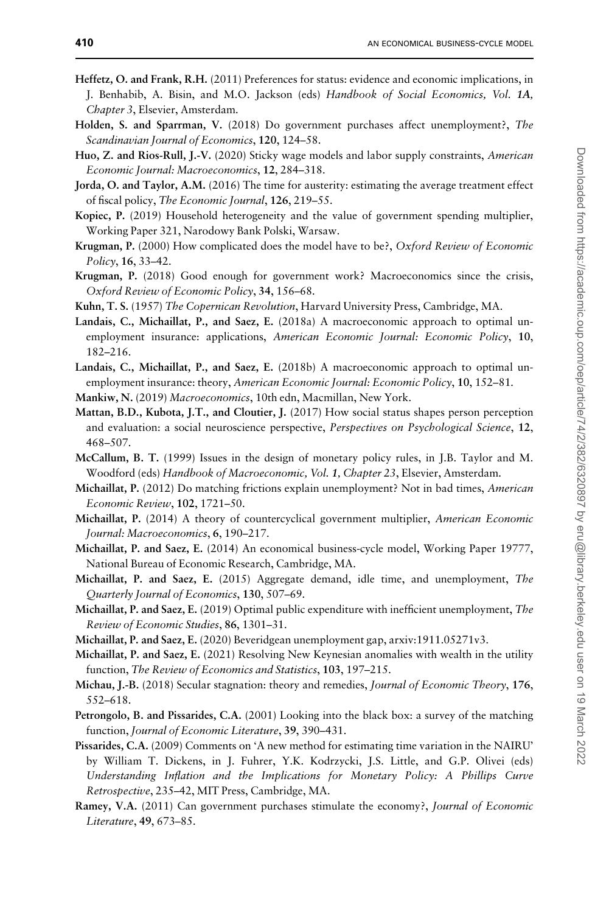**Heffetz, O. and Frank, R.H.** (2011) Preferences for status: evidence and economic implications, in J. Benhabib, A. Bisin, and M.O. Jackson (eds) *Handbook of Social Economics, Vol. 1A, Chapter 3*, Elsevier, Amsterdam.

**Holden, S. and Sparrman, V.** (2018) Do government purchases affect unemployment?, *The Scandinavian Journal of Economics*, **120**, 124–58.

**Huo, Z. and Rios-Rull, J.-V.** (2020) Sticky wage models and labor supply constraints, *American Economic Journal: Macroeconomics*, **12**, 284–318.

**Jorda, O. and Taylor, A.M.** (2016) The time for austerity: estimating the average treatment effect of fiscal policy, *The Economic Journal*, **126**, 219–55.

**Kopiec, P.** (2019) Household heterogeneity and the value of government spending multiplier, Working Paper 321, Narodowy Bank Polski, Warsaw.

**Krugman, P.** (2000) How complicated does the model have to be?, *Oxford Review of Economic Policy*, **16**, 33–42.

**Krugman, P.** (2018) Good enough for government work? Macroeconomics since the crisis, *Oxford Review of Economic Policy*, **34**, 156–68.

**Kuhn, T. S.** (1957) *The Copernican Revolution*, Harvard University Press, Cambridge, MA.

**Landais, C., Michaillat, P., and Saez, E.** (2018a) A macroeconomic approach to optimal unemployment insurance: applications, *American Economic Journal: Economic Policy*, **10**, 182–216.

**Landais, C., Michaillat, P., and Saez, E.** (2018b) A macroeconomic approach to optimal unemployment insurance: theory, *American Economic Journal: Economic Policy*, **10**, 152–81.

**Mankiw, N.** (2019) *Macroeconomics*, 10th edn, Macmillan, New York.

**Mattan, B.D., Kubota, J.T., and Cloutier, J.** (2017) How social status shapes person perception and evaluation: a social neuroscience perspective, *Perspectives on Psychological Science*, **12**, 468–507.

**McCallum, B. T.** (1999) Issues in the design of monetary policy rules, in J.B. Taylor and M. Woodford (eds) *Handbook of Macroeconomic, Vol. 1, Chapter 23*, Elsevier, Amsterdam.

**Michaillat, P.** (2012) Do matching frictions explain unemployment? Not in bad times, *American Economic Review*, **102**, 1721–50.

**Michaillat, P.** (2014) A theory of countercyclical government multiplier, *American Economic Journal: Macroeconomics*, **6**, 190–217.

**Michaillat, P. and Saez, E.** (2014) An economical business-cycle model, Working Paper 19777, National Bureau of Economic Research, Cambridge, MA.

**Michaillat, P. and Saez, E.** (2015) Aggregate demand, idle time, and unemployment, *The Quarterly Journal of Economics*, **130**, 507–69.

**Michaillat, P. and Saez, E.** (2019) Optimal public expenditure with inefficient unemployment, *The Review of Economic Studies*, **86**, 1301–31.

**Michaillat, P. and Saez, E.** (2020) Beveridgean unemployment gap, arxiv:1911.05271v3.

**Michaillat, P. and Saez, E.** (2021) Resolving New Keynesian anomalies with wealth in the utility function, *The Review of Economics and Statistics*, **103**, 197–215.

**Michau, J.-B.** (2018) Secular stagnation: theory and remedies, *Journal of Economic Theory*, **176**, 552–618.

**Petrongolo, B. and Pissarides, C.A.** (2001) Looking into the black box: a survey of the matching function, *Journal of Economic Literature*, **39**, 390–431.

**Pissarides, C.A.** (2009) Comments on 'A new method for estimating time variation in the NAIRU' by William T. Dickens, in J. Fuhrer, Y.K. Kodrzycki, J.S. Little, and G.P. Olivei (eds) *Understanding Inflation and the Implications for Monetary Policy: A Phillips Curve Retrospective*, 235–42, MIT Press, Cambridge, MA.

**Ramey, V.A.** (2011) Can government purchases stimulate the economy?, *Journal of Economic Literature*, **49**, 673–85.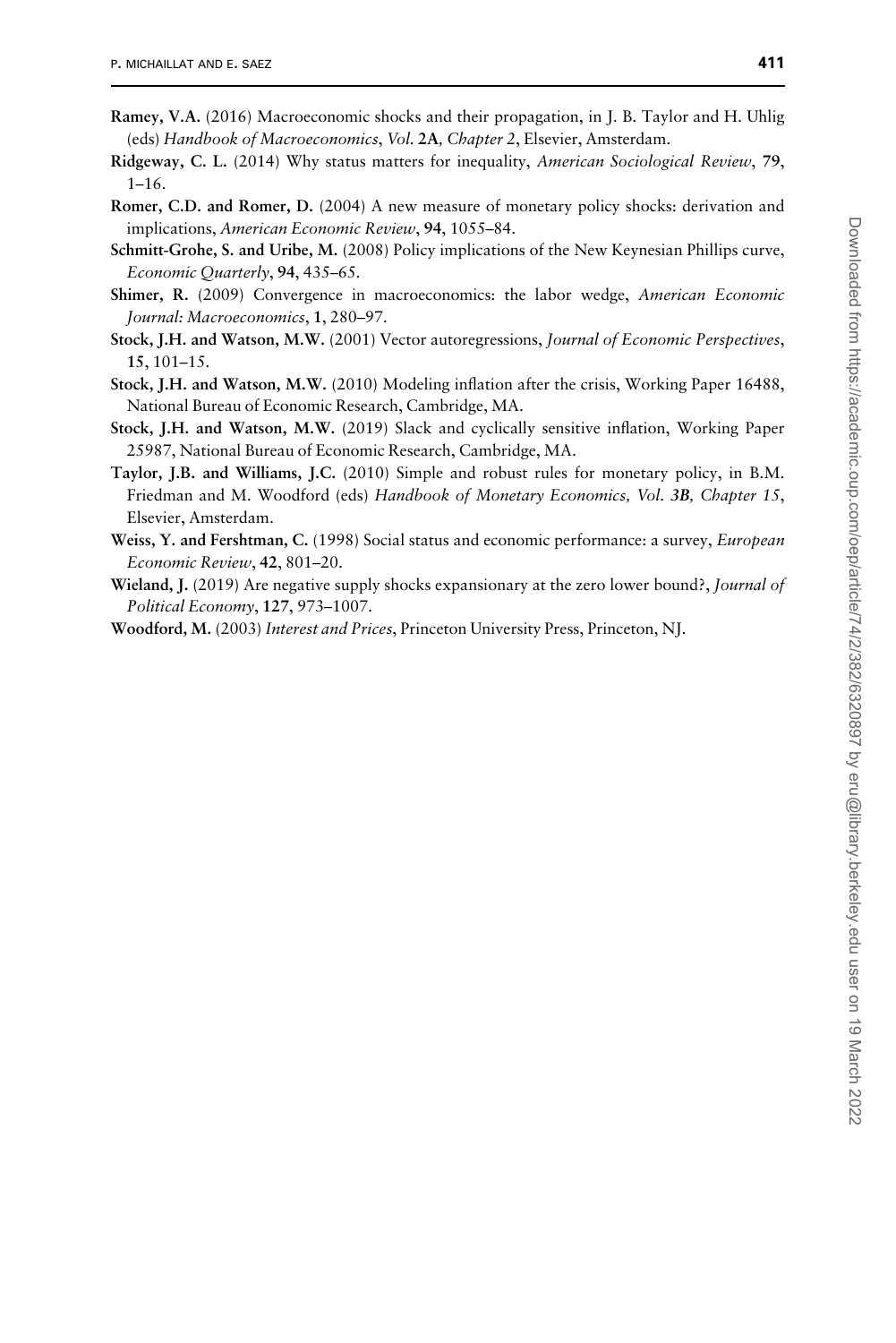**Ramey, V.A.** (2016) Macroeconomic shocks and their propagation, in J. B. Taylor and H. Uhlig (eds) *Handbook of Macroeconomics*, *Vol.* **2A***, Chapter 2*, Elsevier, Amsterdam.

**Ridgeway, C. L.** (2014) Why status matters for inequality, *American Sociological Review*, **79**, 1–16.

**Romer, C.D. and Romer, D.** (2004) A new measure of monetary policy shocks: derivation and implications, *American Economic Review*, **94**, 1055–84.

**Schmitt-Grohe, S. and Uribe, M.** (2008) Policy implications of the New Keynesian Phillips curve, *Economic Quarterly*, **94**, 435–65.

**Shimer, R.** (2009) Convergence in macroeconomics: the labor wedge, *American Economic Journal: Macroeconomics*, **1**, 280–97.

**Stock, J.H. and Watson, M.W.** (2001) Vector autoregressions, *Journal of Economic Perspectives*, **15**, 101–15.

**Stock, J.H. and Watson, M.W.** (2010) Modeling inflation after the crisis, Working Paper 16488, National Bureau of Economic Research, Cambridge, MA.

**Stock, J.H. and Watson, M.W.** (2019) Slack and cyclically sensitive inflation, Working Paper 25987, National Bureau of Economic Research, Cambridge, MA.

**Taylor, J.B. and Williams, J.C.** (2010) Simple and robust rules for monetary policy, in B.M. Friedman and M. Woodford (eds) *Handbook of Monetary Economics, Vol.* ***3B****, Chapter 15*, Elsevier, Amsterdam.

**Weiss, Y. and Fershtman, C.** (1998) Social status and economic performance: a survey, *European Economic Review*, **42**, 801–20.

**Wieland, J.** (2019) Are negative supply shocks expansionary at the zero lower bound?, *Journal of Political Economy*, **127**, 973–1007.

**Woodford, M.** (2003) *Interest and Prices*, Princeton University Press, Princeton, NJ.